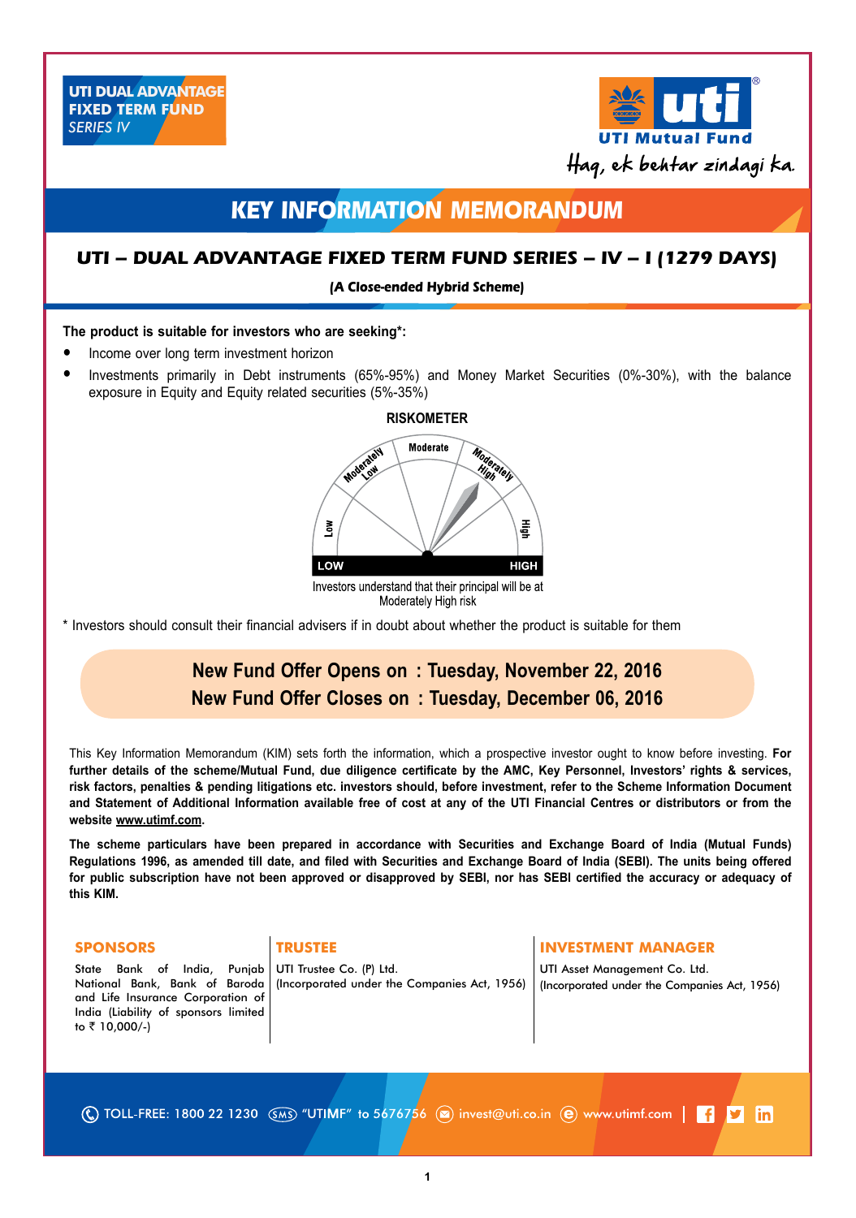UTI DUAL ADVANTAGE FIXED TERM FUND SERIES IV

UTI Mutual Fund

Haq, ek behtar zindagi ka.

# KEY INFORMATION MEMORANDUM

## UTI – DUAL ADVANTAGE FIXED TERM FUND SERIES – IV – I (1279 DAYS)

**(A Close-ended Hybrid Scheme)**

**The product is suitable for investors who are seeking*:**

- Income over long term investment horizon
- Investments primarily in Debt instruments (65%-95%) and Money Market Securities (0%-30%), with the balance exposure in Equity and Equity related securities (5%-35%)

**RISKOMETER**

Low | Moderately Low | Moderate | Moderately High | High

LOW — HIGH

Investors understand that their principal will be at Moderately High risk

* Investors should consult their financial advisers if in doubt about whether the product is suitable for them

**New Fund Offer Opens on : Tuesday, November 22, 2016**

**New Fund Offer Closes on : Tuesday, December 06, 2016**

This Key Information Memorandum (KIM) sets forth the information, which a prospective investor ought to know before investing. **For further details of the scheme/Mutual Fund, due diligence certificate by the AMC, Key Personnel, Investors' rights & services, risk factors, penalties & pending litigations etc. investors should, before investment, refer to the Scheme Information Document and Statement of Additional Information available free of cost at any of the UTI Financial Centres or distributors or from the website www.utimf.com.**

**The scheme particulars have been prepared in accordance with Securities and Exchange Board of India (Mutual Funds) Regulations 1996, as amended till date, and filed with Securities and Exchange Board of India (SEBI). The units being offered for public subscription have not been approved or disapproved by SEBI, nor has SEBI certified the accuracy or adequacy of this KIM.**

**SPONSORS**

State Bank of India, Punjab National Bank, Bank of Baroda and Life Insurance Corporation of India (Liability of sponsors limited to ₹ 10,000/-)

**TRUSTEE**

UTI Trustee Co. (P) Ltd.
(Incorporated under the Companies Act, 1956)

**INVESTMENT MANAGER**

UTI Asset Management Co. Ltd.
(Incorporated under the Companies Act, 1956)

TOLL-FREE: 1800 22 1230 | SMS "UTIMF" to 5676756 | invest@uti.co.in | www.utimf.com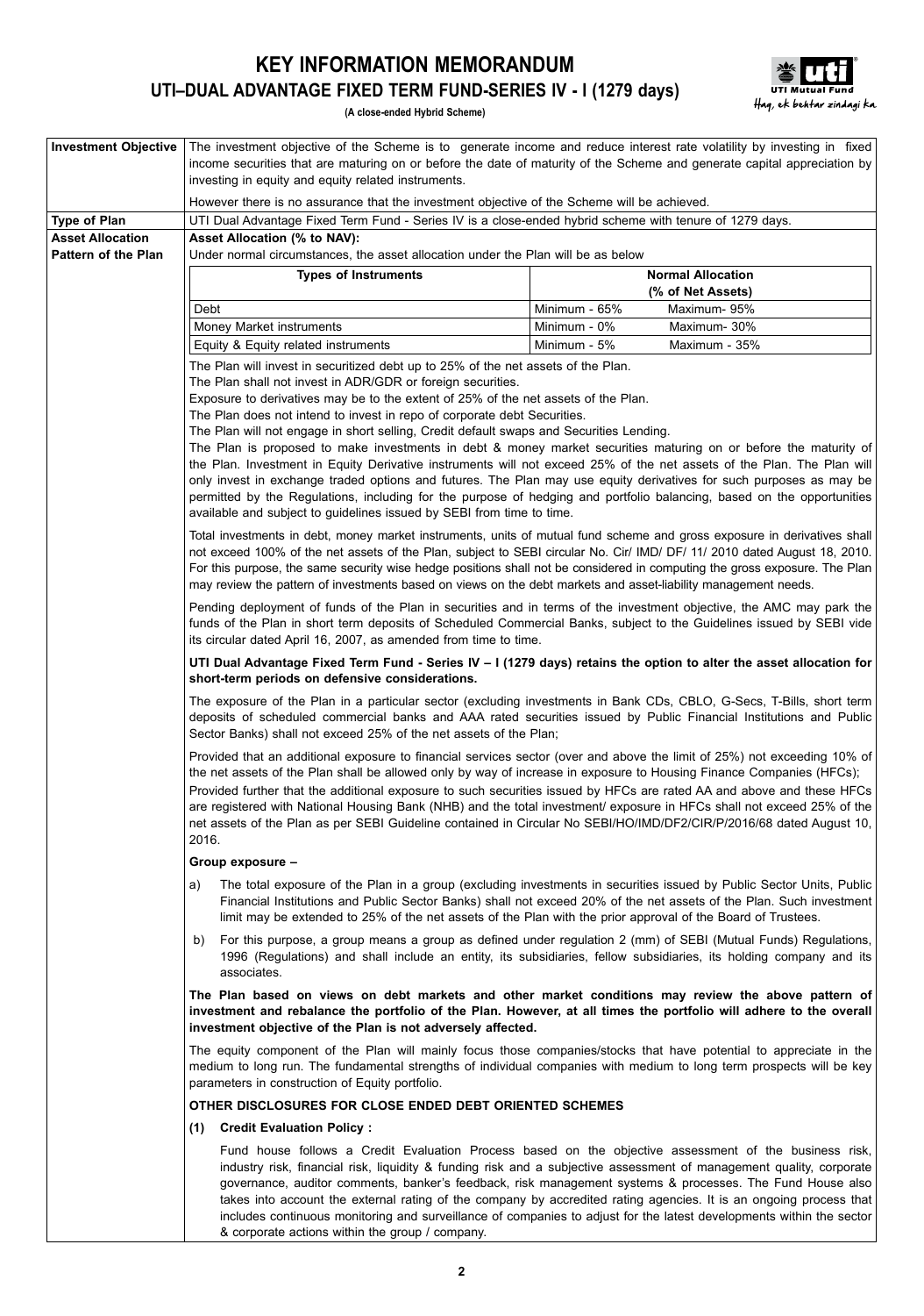# KEY INFORMATION MEMORANDUM

## UTI–DUAL ADVANTAGE FIXED TERM FUND-SERIES IV - I (1279 days)

**(A close-ended Hybrid Scheme)**

**Investment Objective**

The investment objective of the Scheme is to generate income and reduce interest rate volatility by investing in fixed income securities that are maturing on or before the date of maturity of the Scheme and generate capital appreciation by investing in equity and equity related instruments.

However there is no assurance that the investment objective of the Scheme will be achieved.

**Type of Plan**

UTI Dual Advantage Fixed Term Fund - Series IV is a close-ended hybrid scheme with tenure of 1279 days.

**Asset Allocation Pattern of the Plan**

**Asset Allocation (% to NAV):**

Under normal circumstances, the asset allocation under the Plan will be as below

| Types of Instruments | Normal Allocation (% of Net Assets) | |
|---|---|---|
| Debt | Minimum - 65% | Maximum- 95% |
| Money Market instruments | Minimum - 0% | Maximum- 30% |
| Equity & Equity related instruments | Minimum - 5% | Maximum - 35% |

The Plan will invest in securitized debt up to 25% of the net assets of the Plan.

The Plan shall not invest in ADR/GDR or foreign securities.

Exposure to derivatives may be to the extent of 25% of the net assets of the Plan.

The Plan does not intend to invest in repo of corporate debt Securities.

The Plan will not engage in short selling, Credit default swaps and Securities Lending.

The Plan is proposed to make investments in debt & money market securities maturing on or before the maturity of the Plan. Investment in Equity Derivative instruments will not exceed 25% of the net assets of the Plan. The Plan will only invest in exchange traded options and futures. The Plan may use equity derivatives for such purposes as may be permitted by the Regulations, including for the purpose of hedging and portfolio balancing, based on the opportunities available and subject to guidelines issued by SEBI from time to time.

Total investments in debt, money market instruments, units of mutual fund scheme and gross exposure in derivatives shall not exceed 100% of the net assets of the Plan, subject to SEBI circular No. Cir/ IMD/ DF/ 11/ 2010 dated August 18, 2010. For this purpose, the same security wise hedge positions shall not be considered in computing the gross exposure. The Plan may review the pattern of investments based on views on the debt markets and asset-liability management needs.

Pending deployment of funds of the Plan in securities and in terms of the investment objective, the AMC may park the funds of the Plan in short term deposits of Scheduled Commercial Banks, subject to the Guidelines issued by SEBI vide its circular dated April 16, 2007, as amended from time to time.

**UTI Dual Advantage Fixed Term Fund - Series IV – I (1279 days) retains the option to alter the asset allocation for short-term periods on defensive considerations.**

The exposure of the Plan in a particular sector (excluding investments in Bank CDs, CBLO, G-Secs, T-Bills, short term deposits of scheduled commercial banks and AAA rated securities issued by Public Financial Institutions and Public Sector Banks) shall not exceed 25% of the net assets of the Plan;

Provided that an additional exposure to financial services sector (over and above the limit of 25%) not exceeding 10% of the net assets of the Plan shall be allowed only by way of increase in exposure to Housing Finance Companies (HFCs);

Provided further that the additional exposure to such securities issued by HFCs are rated AA and above and these HFCs are registered with National Housing Bank (NHB) and the total investment/ exposure in HFCs shall not exceed 25% of the net assets of the Plan as per SEBI Guideline contained in Circular No SEBI/HO/IMD/DF2/CIR/P/2016/68 dated August 10, 2016.

**Group exposure –**

a) The total exposure of the Plan in a group (excluding investments in securities issued by Public Sector Units, Public Financial Institutions and Public Sector Banks) shall not exceed 20% of the net assets of the Plan. Such investment limit may be extended to 25% of the net assets of the Plan with the prior approval of the Board of Trustees.

b) For this purpose, a group means a group as defined under regulation 2 (mm) of SEBI (Mutual Funds) Regulations, 1996 (Regulations) and shall include an entity, its subsidiaries, fellow subsidiaries, its holding company and its associates.

**The Plan based on views on debt markets and other market conditions may review the above pattern of investment and rebalance the portfolio of the Plan. However, at all times the portfolio will adhere to the overall investment objective of the Plan is not adversely affected.**

The equity component of the Plan will mainly focus those companies/stocks that have potential to appreciate in the medium to long run. The fundamental strengths of individual companies with medium to long term prospects will be key parameters in construction of Equity portfolio.

**OTHER DISCLOSURES FOR CLOSE ENDED DEBT ORIENTED SCHEMES**

**(1) Credit Evaluation Policy :**

Fund house follows a Credit Evaluation Process based on the objective assessment of the business risk, industry risk, financial risk, liquidity & funding risk and a subjective assessment of management quality, corporate governance, auditor comments, banker's feedback, risk management systems & processes. The Fund House also takes into account the external rating of the company by accredited rating agencies. It is an ongoing process that includes continuous monitoring and surveillance of companies to adjust for the latest developments within the sector & corporate actions within the group / company.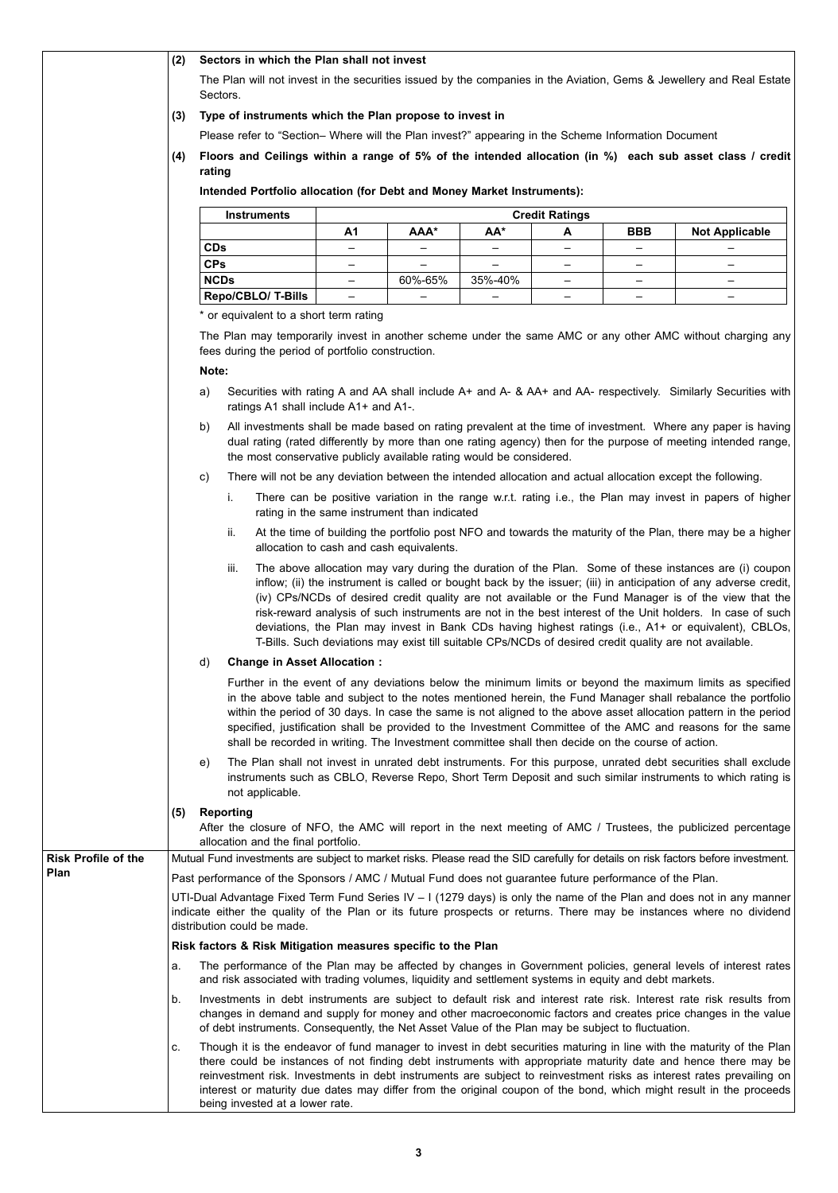**(2) Sectors in which the Plan shall not invest**

The Plan will not invest in the securities issued by the companies in the Aviation, Gems & Jewellery and Real Estate Sectors.

**(3) Type of instruments which the Plan propose to invest in**

Please refer to "Section– Where will the Plan invest?" appearing in the Scheme Information Document

**(4) Floors and Ceilings within a range of 5% of the intended allocation (in %) each sub asset class / credit rating**

**Intended Portfolio allocation (for Debt and Money Market Instruments):**

| Instruments | Credit Ratings | | | | | |
|---|---|---|---|---|---|---|
| | A1 | AAA* | AA* | A | BBB | Not Applicable |
| CDs | – | – | – | – | – | – |
| CPs | – | – | – | – | – | – |
| NCDs | – | 60%-65% | 35%-40% | – | – | – |
| Repo/CBLO/ T-Bills | – | – | – | – | – | – |

* or equivalent to a short term rating

The Plan may temporarily invest in another scheme under the same AMC or any other AMC without charging any fees during the period of portfolio construction.

**Note:**

a) Securities with rating A and AA shall include A+ and A- & AA+ and AA- respectively. Similarly Securities with ratings A1 shall include A1+ and A1-.

b) All investments shall be made based on rating prevalent at the time of investment. Where any paper is having dual rating (rated differently by more than one rating agency) then for the purpose of meeting intended range, the most conservative publicly available rating would be considered.

c) There will not be any deviation between the intended allocation and actual allocation except the following.

   i. There can be positive variation in the range w.r.t. rating i.e., the Plan may invest in papers of higher rating in the same instrument than indicated

   ii. At the time of building the portfolio post NFO and towards the maturity of the Plan, there may be a higher allocation to cash and cash equivalents.

   iii. The above allocation may vary during the duration of the Plan. Some of these instances are (i) coupon inflow; (ii) the instrument is called or bought back by the issuer; (iii) in anticipation of any adverse credit, (iv) CPs/NCDs of desired credit quality are not available or the Fund Manager is of the view that the risk-reward analysis of such instruments are not in the best interest of the Unit holders. In case of such deviations, the Plan may invest in Bank CDs having highest ratings (i.e., A1+ or equivalent), CBLOs, T-Bills. Such deviations may exist till suitable CPs/NCDs of desired credit quality are not available.

d) **Change in Asset Allocation :**

   Further in the event of any deviations below the minimum limits or beyond the maximum limits as specified in the above table and subject to the notes mentioned herein, the Fund Manager shall rebalance the portfolio within the period of 30 days. In case the same is not aligned to the above asset allocation pattern in the period specified, justification shall be provided to the Investment Committee of the AMC and reasons for the same shall be recorded in writing. The Investment committee shall then decide on the course of action.

e) The Plan shall not invest in unrated debt instruments. For this purpose, unrated debt securities shall exclude instruments such as CBLO, Reverse Repo, Short Term Deposit and such similar instruments to which rating is not applicable.

**(5) Reporting**

After the closure of NFO, the AMC will report in the next meeting of AMC / Trustees, the publicized percentage allocation and the final portfolio.

**Risk Profile of the Plan**

Mutual Fund investments are subject to market risks. Please read the SID carefully for details on risk factors before investment.

Past performance of the Sponsors / AMC / Mutual Fund does not guarantee future performance of the Plan.

UTI-Dual Advantage Fixed Term Fund Series IV – I (1279 days) is only the name of the Plan and does not in any manner indicate either the quality of the Plan or its future prospects or returns. There may be instances where no dividend distribution could be made.

**Risk factors & Risk Mitigation measures specific to the Plan**

a. The performance of the Plan may be affected by changes in Government policies, general levels of interest rates and risk associated with trading volumes, liquidity and settlement systems in equity and debt markets.

b. Investments in debt instruments are subject to default risk and interest rate risk. Interest rate risk results from changes in demand and supply for money and other macroeconomic factors and creates price changes in the value of debt instruments. Consequently, the Net Asset Value of the Plan may be subject to fluctuation.

c. Though it is the endeavor of fund manager to invest in debt securities maturing in line with the maturity of the Plan there could be instances of not finding debt instruments with appropriate maturity date and hence there may be reinvestment risk. Investments in debt instruments are subject to reinvestment risks as interest rates prevailing on interest or maturity due dates may differ from the original coupon of the bond, which might result in the proceeds being invested at a lower rate.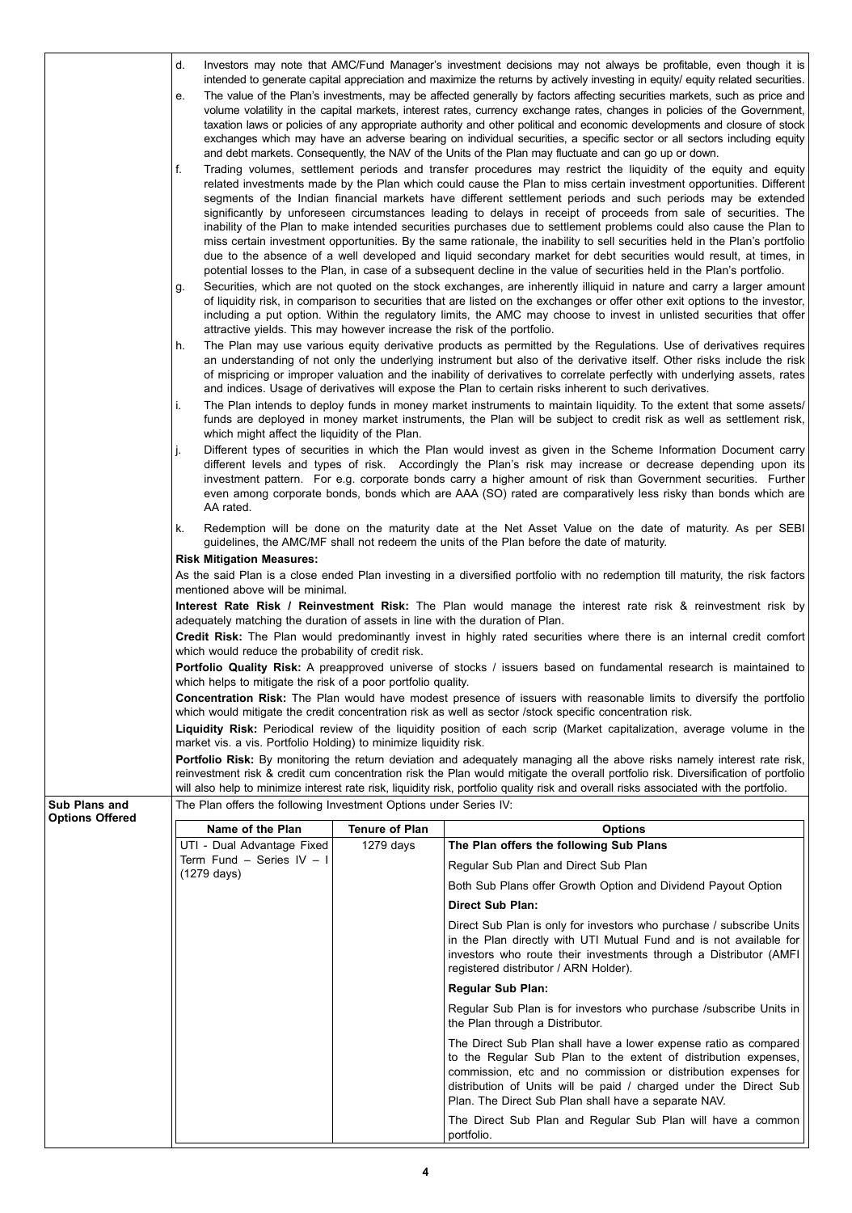d. Investors may note that AMC/Fund Manager's investment decisions may not always be profitable, even though it is intended to generate capital appreciation and maximize the returns by actively investing in equity/ equity related securities.

e. The value of the Plan's investments, may be affected generally by factors affecting securities markets, such as price and volume volatility in the capital markets, interest rates, currency exchange rates, changes in policies of the Government, taxation laws or policies of any appropriate authority and other political and economic developments and closure of stock exchanges which may have an adverse bearing on individual securities, a specific sector or all sectors including equity and debt markets. Consequently, the NAV of the Units of the Plan may fluctuate and can go up or down.

f. Trading volumes, settlement periods and transfer procedures may restrict the liquidity of the equity and equity related investments made by the Plan which could cause the Plan to miss certain investment opportunities. Different segments of the Indian financial markets have different settlement periods and such periods may be extended significantly by unforeseen circumstances leading to delays in receipt of proceeds from sale of securities. The inability of the Plan to make intended securities purchases due to settlement problems could also cause the Plan to miss certain investment opportunities. By the same rationale, the inability to sell securities held in the Plan's portfolio due to the absence of a well developed and liquid secondary market for debt securities would result, at times, in potential losses to the Plan, in case of a subsequent decline in the value of securities held in the Plan's portfolio.

g. Securities, which are not quoted on the stock exchanges, are inherently illiquid in nature and carry a larger amount of liquidity risk, in comparison to securities that are listed on the exchanges or offer other exit options to the investor, including a put option. Within the regulatory limits, the AMC may choose to invest in unlisted securities that offer attractive yields. This may however increase the risk of the portfolio.

h. The Plan may use various equity derivative products as permitted by the Regulations. Use of derivatives requires an understanding of not only the underlying instrument but also of the derivative itself. Other risks include the risk of mispricing or improper valuation and the inability of derivatives to correlate perfectly with underlying assets, rates and indices. Usage of derivatives will expose the Plan to certain risks inherent to such derivatives.

i. The Plan intends to deploy funds in money market instruments to maintain liquidity. To the extent that some assets/ funds are deployed in money market instruments, the Plan will be subject to credit risk as well as settlement risk, which might affect the liquidity of the Plan.

j. Different types of securities in which the Plan would invest as given in the Scheme Information Document carry different levels and types of risk. Accordingly the Plan's risk may increase or decrease depending upon its investment pattern. For e.g. corporate bonds carry a higher amount of risk than Government securities. Further even among corporate bonds, bonds which are AAA (SO) rated are comparatively less risky than bonds which are AA rated.

k. Redemption will be done on the maturity date at the Net Asset Value on the date of maturity. As per SEBI guidelines, the AMC/MF shall not redeem the units of the Plan before the date of maturity.

**Risk Mitigation Measures:**

As the said Plan is a close ended Plan investing in a diversified portfolio with no redemption till maturity, the risk factors mentioned above will be minimal.

**Interest Rate Risk / Reinvestment Risk:** The Plan would manage the interest rate risk & reinvestment risk by adequately matching the duration of assets in line with the duration of Plan.

**Credit Risk:** The Plan would predominantly invest in highly rated securities where there is an internal credit comfort which would reduce the probability of credit risk.

**Portfolio Quality Risk:** A preapproved universe of stocks / issuers based on fundamental research is maintained to which helps to mitigate the risk of a poor portfolio quality.

**Concentration Risk:** The Plan would have modest presence of issuers with reasonable limits to diversify the portfolio which would mitigate the credit concentration risk as well as sector /stock specific concentration risk.

**Liquidity Risk:** Periodical review of the liquidity position of each scrip (Market capitalization, average volume in the market vis. a vis. Portfolio Holding) to minimize liquidity risk.

**Portfolio Risk:** By monitoring the return deviation and adequately managing all the above risks namely interest rate risk, reinvestment risk & credit cum concentration risk the Plan would mitigate the overall portfolio risk. Diversification of portfolio will also help to minimize interest rate risk, liquidity risk, portfolio quality risk and overall risks associated with the portfolio.

**Sub Plans and Options Offered**

The Plan offers the following Investment Options under Series IV:

| Name of the Plan | Tenure of Plan | Options |
|---|---|---|
| UTI - Dual Advantage Fixed Term Fund – Series IV – I (1279 days) | 1279 days | **The Plan offers the following Sub Plans**<br>Regular Sub Plan and Direct Sub Plan<br>Both Sub Plans offer Growth Option and Dividend Payout Option<br>**Direct Sub Plan:**<br>Direct Sub Plan is only for investors who purchase / subscribe Units in the Plan directly with UTI Mutual Fund and is not available for investors who route their investments through a Distributor (AMFI registered distributor / ARN Holder).<br>**Regular Sub Plan:**<br>Regular Sub Plan is for investors who purchase /subscribe Units in the Plan through a Distributor.<br>The Direct Sub Plan shall have a lower expense ratio as compared to the Regular Sub Plan to the extent of distribution expenses, commission, etc and no commission or distribution expenses for distribution of Units will be paid / charged under the Direct Sub Plan. The Direct Sub Plan shall have a separate NAV.<br>The Direct Sub Plan and Regular Sub Plan will have a common portfolio. |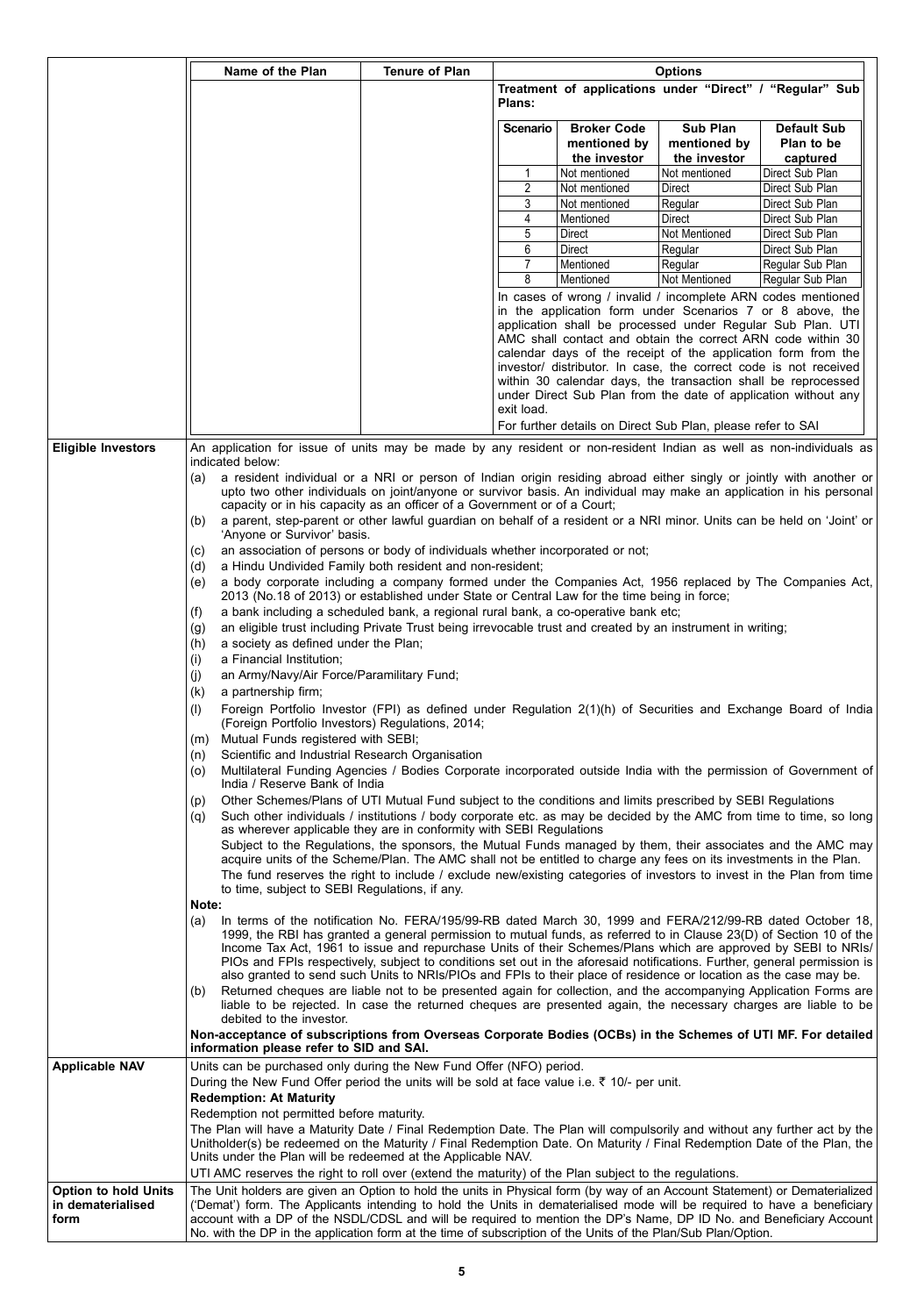| | Name of the Plan | Tenure of Plan | Options |
|---|---|---|---|
| | | | **Treatment of applications under "Direct" / "Regular" Sub Plans:** |

| Scenario | Broker Code mentioned by the investor | Sub Plan mentioned by the investor | Default Sub Plan to be captured |
|---|---|---|---|
| 1 | Not mentioned | Not mentioned | Direct Sub Plan |
| 2 | Not mentioned | Direct | Direct Sub Plan |
| 3 | Not mentioned | Regular | Direct Sub Plan |
| 4 | Mentioned | Direct | Direct Sub Plan |
| 5 | Direct | Not Mentioned | Direct Sub Plan |
| 6 | Direct | Regular | Direct Sub Plan |
| 7 | Mentioned | Regular | Regular Sub Plan |
| 8 | Mentioned | Not Mentioned | Regular Sub Plan |

In cases of wrong / invalid / incomplete ARN codes mentioned in the application form under Scenarios 7 or 8 above, the application shall be processed under Regular Sub Plan. UTI AMC shall contact and obtain the correct ARN code within 30 calendar days of the receipt of the application form from the investor/ distributor. In case, the correct code is not received within 30 calendar days, the transaction shall be reprocessed under Direct Sub Plan from the date of application without any exit load.

For further details on Direct Sub Plan, please refer to SAI

**Eligible Investors**

An application for issue of units may be made by any resident or non-resident Indian as well as non-individuals as indicated below:

(a) a resident individual or a NRI or person of Indian origin residing abroad either singly or jointly with another or upto two other individuals on joint/anyone or survivor basis. An individual may make an application in his personal capacity or in his capacity as an officer of a Government or of a Court;

(b) a parent, step-parent or other lawful guardian on behalf of a resident or a NRI minor. Units can be held on 'Joint' or 'Anyone or Survivor' basis.

(c) an association of persons or body of individuals whether incorporated or not;

(d) a Hindu Undivided Family both resident and non-resident;

(e) a body corporate including a company formed under the Companies Act, 1956 replaced by The Companies Act, 2013 (No.18 of 2013) or established under State or Central Law for the time being in force;

(f) a bank including a scheduled bank, a regional rural bank, a co-operative bank etc;

(g) an eligible trust including Private Trust being irrevocable trust and created by an instrument in writing;

(h) a society as defined under the Plan;

(i) a Financial Institution;

(j) an Army/Navy/Air Force/Paramilitary Fund;

(k) a partnership firm;

(l) Foreign Portfolio Investor (FPI) as defined under Regulation 2(1)(h) of Securities and Exchange Board of India (Foreign Portfolio Investors) Regulations, 2014;

(m) Mutual Funds registered with SEBI;

(n) Scientific and Industrial Research Organisation

(o) Multilateral Funding Agencies / Bodies Corporate incorporated outside India with the permission of Government of India / Reserve Bank of India

(p) Other Schemes/Plans of UTI Mutual Fund subject to the conditions and limits prescribed by SEBI Regulations

(q) Such other individuals / institutions / body corporate etc. as may be decided by the AMC from time to time, so long as wherever applicable they are in conformity with SEBI Regulations

Subject to the Regulations, the sponsors, the Mutual Funds managed by them, their associates and the AMC may acquire units of the Scheme/Plan. The AMC shall not be entitled to charge any fees on its investments in the Plan.

The fund reserves the right to include / exclude new/existing categories of investors to invest in the Plan from time to time, subject to SEBI Regulations, if any.

**Note:**

(a) In terms of the notification No. FERA/195/99-RB dated March 30, 1999 and FERA/212/99-RB dated October 18, 1999, the RBI has granted a general permission to mutual funds, as referred to in Clause 23(D) of Section 10 of the Income Tax Act, 1961 to issue and repurchase Units of their Schemes/Plans which are approved by SEBI to NRIs/ PIOs and FPIs respectively, subject to conditions set out in the aforesaid notifications. Further, general permission is also granted to send such Units to NRIs/PIOs and FPIs to their place of residence or location as the case may be.

(b) Returned cheques are liable not to be presented again for collection, and the accompanying Application Forms are liable to be rejected. In case the returned cheques are presented again, the necessary charges are liable to be debited to the investor.

**Non-acceptance of subscriptions from Overseas Corporate Bodies (OCBs) in the Schemes of UTI MF. For detailed information please refer to SID and SAI.**

**Applicable NAV**

Units can be purchased only during the New Fund Offer (NFO) period.

During the New Fund Offer period the units will be sold at face value i.e. ₹ 10/- per unit.

**Redemption: At Maturity**

Redemption not permitted before maturity.

The Plan will have a Maturity Date / Final Redemption Date. The Plan will compulsorily and without any further act by the Unitholder(s) be redeemed on the Maturity / Final Redemption Date. On Maturity / Final Redemption Date of the Plan, the Units under the Plan will be redeemed at the Applicable NAV.

UTI AMC reserves the right to roll over (extend the maturity) of the Plan subject to the regulations.

**Option to hold Units in dematerialised form**

The Unit holders are given an Option to hold the units in Physical form (by way of an Account Statement) or Dematerialized ('Demat') form. The Applicants intending to hold the Units in dematerialised mode will be required to have a beneficiary account with a DP of the NSDL/CDSL and will be required to mention the DP's Name, DP ID No. and Beneficiary Account No. with the DP in the application form at the time of subscription of the Units of the Plan/Sub Plan/Option.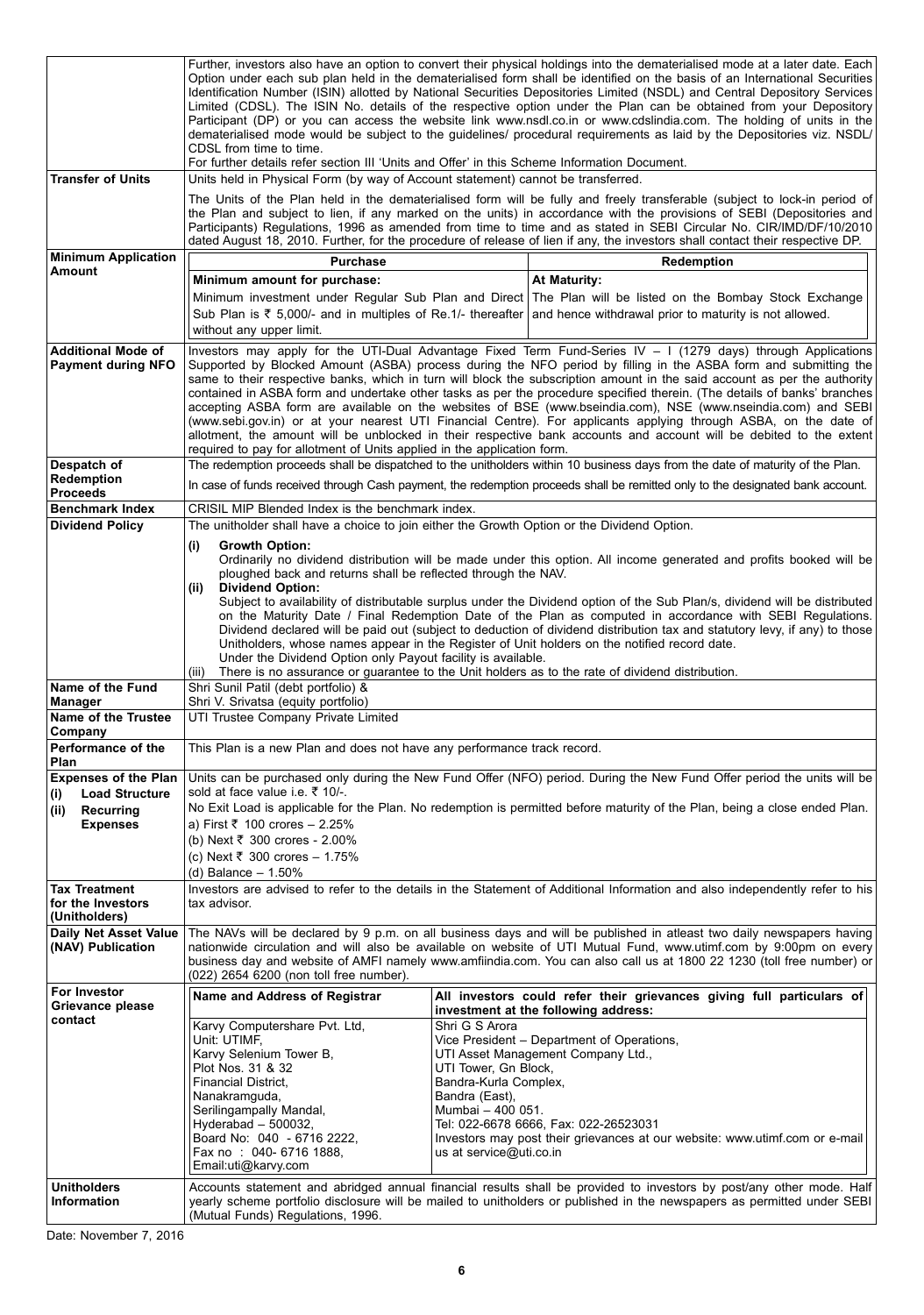| | |
|---|---|
| | Further, investors also have an option to convert their physical holdings into the dematerialised mode at a later date. Each Option under each sub plan held in the dematerialised form shall be identified on the basis of an International Securities Identification Number (ISIN) allotted by National Securities Depositories Limited (NSDL) and Central Depository Services Limited (CDSL). The ISIN No. details of the respective option under the Plan can be obtained from your Depository Participant (DP) or you can access the website link www.nsdl.co.in or www.cdslindia.com. The holding of units in the dematerialised mode would be subject to the guidelines/ procedural requirements as laid by the Depositories viz. NSDL/ CDSL from time to time.<br>For further details refer section III 'Units and Offer' in this Scheme Information Document. |
| **Transfer of Units** | Units held in Physical Form (by way of Account statement) cannot be transferred.<br>The Units of the Plan held in the dematerialised form will be fully and freely transferable (subject to lock-in period of the Plan and subject to lien, if any marked on the units) in accordance with the provisions of SEBI (Depositories and Participants) Regulations, 1996 as amended from time to time and as stated in SEBI Circular No. CIR/IMD/DF/10/2010 dated August 18, 2010. Further, for the procedure of release of lien if any, the investors shall contact their respective DP. |
| **Minimum Application Amount** | **Purchase** — **Minimum amount for purchase:** Minimum investment under Regular Sub Plan and Direct Sub Plan is ₹ 5,000/- and in multiples of Re.1/- thereafter without any upper limit.<br>**Redemption** — **At Maturity:** The Plan will be listed on the Bombay Stock Exchange and hence withdrawal prior to maturity is not allowed. |
| **Additional Mode of Payment during NFO** | Investors may apply for the UTI-Dual Advantage Fixed Term Fund-Series IV – I (1279 days) through Applications Supported by Blocked Amount (ASBA) process during the NFO period by filling in the ASBA form and submitting the same to their respective banks, which in turn will block the subscription amount in the said account as per the authority contained in ASBA form and undertake other tasks as per the procedure specified therein. (The details of banks' branches accepting ASBA form are available on the websites of BSE (www.bseindia.com), NSE (www.nseindia.com) and SEBI (www.sebi.gov.in) or at your nearest UTI Financial Centre). For applicants applying through ASBA, on the date of allotment, the amount will be unblocked in their respective bank accounts and account will be debited to the extent required to pay for allotment of Units applied in the application form. |
| **Despatch of Redemption Proceeds** | The redemption proceeds shall be dispatched to the unitholders within 10 business days from the date of maturity of the Plan.<br>In case of funds received through Cash payment, the redemption proceeds shall be remitted only to the designated bank account. |
| **Benchmark Index** | CRISIL MIP Blended Index is the benchmark index. |
| **Dividend Policy** | The unitholder shall have a choice to join either the Growth Option or the Dividend Option.<br>(i) **Growth Option:** Ordinarily no dividend distribution will be made under this option. All income generated and profits booked will be ploughed back and returns shall be reflected through the NAV.<br>(ii) **Dividend Option:** Subject to availability of distributable surplus under the Dividend option of the Sub Plan/s, dividend will be distributed on the Maturity Date / Final Redemption Date of the Plan as computed in accordance with SEBI Regulations. Dividend declared will be paid out (subject to deduction of dividend distribution tax and statutory levy, if any) to those Unitholders, whose names appear in the Register of Unit holders on the notified record date. Under the Dividend Option only Payout facility is available.<br>(iii) There is no assurance or guarantee to the Unit holders as to the rate of dividend distribution. |
| **Name of the Fund Manager** | Shri Sunil Patil (debt portfolio) &<br>Shri V. Srivatsa (equity portfolio) |
| **Name of the Trustee Company** | UTI Trustee Company Private Limited |
| **Performance of the Plan** | This Plan is a new Plan and does not have any performance track record. |
| **Expenses of the Plan**<br>(i) **Load Structure**<br>(ii) **Recurring Expenses** | Units can be purchased only during the New Fund Offer (NFO) period. During the New Fund Offer period the units will be sold at face value i.e. ₹ 10/-.<br>No Exit Load is applicable for the Plan. No redemption is permitted before maturity of the Plan, being a close ended Plan.<br>a) First ₹ 100 crores – 2.25%<br>(b) Next ₹ 300 crores - 2.00%<br>(c) Next ₹ 300 crores – 1.75%<br>(d) Balance – 1.50% |
| **Tax Treatment for the Investors (Unitholders)** | Investors are advised to refer to the details in the Statement of Additional Information and also independently refer to his tax advisor. |
| **Daily Net Asset Value (NAV) Publication** | The NAVs will be declared by 9 p.m. on all business days and will be published in atleast two daily newspapers having nationwide circulation and will also be available on website of UTI Mutual Fund, www.utimf.com by 9:00pm on every business day and website of AMFI namely www.amfiindia.com. You can also call us at 1800 22 1230 (toll free number) or (022) 2654 6200 (non toll free number). |
| **For Investor Grievance please contact** | **Name and Address of Registrar**<br>Karvy Computershare Pvt. Ltd, Unit: UTIMF, Karvy Selenium Tower B, Plot Nos. 31 & 32, Financial District, Nanakramguda, Serilingampally Mandal, Hyderabad – 500032, Board No: 040 - 6716 2222, Fax no : 040- 6716 1888, Email:uti@karvy.com<br>**All investors could refer their grievances giving full particulars of investment at the following address:**<br>Shri G S Arora, Vice President – Department of Operations, UTI Asset Management Company Ltd., UTI Tower, Gn Block, Bandra-Kurla Complex, Bandra (East), Mumbai – 400 051. Tel: 022-6678 6666, Fax: 022-26523031. Investors may post their grievances at our website: www.utimf.com or e-mail us at service@uti.co.in |
| **Unitholders Information** | Accounts statement and abridged annual financial results shall be provided to investors by post/any other mode. Half yearly scheme portfolio disclosure will be mailed to unitholders or published in the newspapers as permitted under SEBI (Mutual Funds) Regulations, 1996. |

Date: November 7, 2016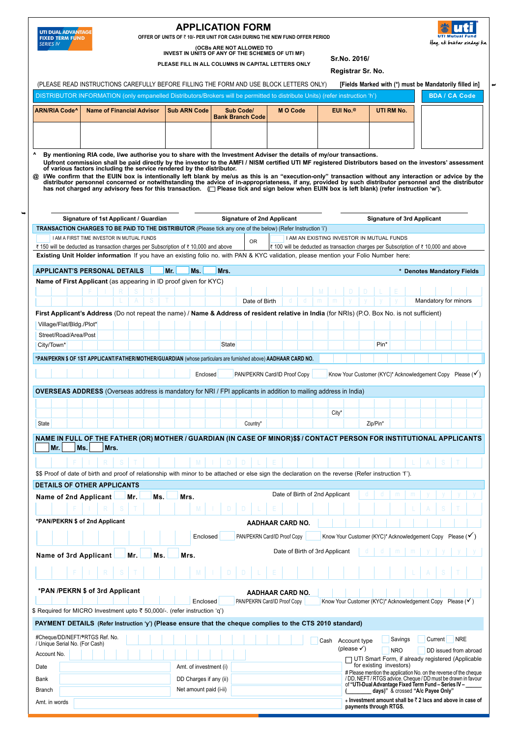UTI DUAL ADVANTAGE FIXED TERM FUND SERIES IV

# APPLICATION FORM

OFFER OF UNITS OF ₹ 10/- PER UNIT FOR CASH DURING THE NEW FUND OFFER PERIOD

(OCBs ARE NOT ALLOWED TO INVEST IN UNITS OF ANY OF THE SCHEMES OF UTI MF)

PLEASE FILL IN ALL COLUMNS IN CAPITAL LETTERS ONLY

UTI Mutual Fund — Haq, ek behtar zindagi ka.

Sr.No. 2016/

Registrar Sr. No.

(PLEASE READ INSTRUCTIONS CAREFULLY BEFORE FILLING THE FORM AND USE BLOCK LETTERS ONLY) **[Fields Marked with (*) must be Mandatorily filled in]**

DISTRIBUTOR INFORMATION (only empanelled Distributors/Brokers will be permitted to distribute Units) (refer instruction 'h')

| ARN/RIA Code^ | Name of Financial Advisor | Sub ARN Code | Sub Code/ Bank Branch Code | M O Code | EUI No.@ | UTI RM No. | BDA / CA Code |
|---|---|---|---|---|---|---|---|
| | | | | | | | |

^ **By mentioning RIA code, I/we authorise you to share with the Investment Adviser the details of my/our transactions.**
**Upfront commission shall be paid directly by the investor to the AMFI / NISM certified UTI MF registered Distributors based on the investors' assessment of various factors including the service rendered by the distributor.**

@ **I/We confirm that the EUIN box is intentionally left blank by me/us as this is an "execution-only" transaction without any interaction or advice by the distributor personnel concerned or notwithstanding the advice of in-appropriateness, if any, provided by such distributor personnel and the distributor has not charged any advisory fees for this transaction. (☐ Please tick and sign below when EUIN box is left blank) (refer instruction 'w').**

Signature of 1st Applicant / Guardian | Signature of 2nd Applicant | Signature of 3rd Applicant

**TRANSACTION CHARGES TO BE PAID TO THE DISTRIBUTOR** (Please tick any one of the below) (Refer Instruction 'i')

☐ I AM A FIRST TIME INVESTOR IN MUTUAL FUNDS — ₹ 150 will be deducted as transaction charges per Subscription of ₹ 10,000 and above

OR

☐ I AM AN EXISTING INVESTOR IN MUTUAL FUNDS — ₹ 100 will be deducted as transaction charges per Subscription of ₹ 10,000 and above

**Existing Unit Holder information** If you have an existing folio no. with PAN & KYC validation, please mention your Folio Number here:

## APPLICANT'S PERSONAL DETAILS ☐ Mr. ☐ Ms. ☐ Mrs.

\* Denotes Mandatory Fields

**Name of First Applicant** (as appearing in ID proof given for KYC)

F I R S T   M I D D L E   L A S T

Date of Birth d d m m y y y y — Mandatory for minors

**First Applicant's Address** (Do not repeat the name) / **Name & Address of resident relative in India** (for NRIs) (P.O. Box No. is not sufficient)

Village/Flat/Bldg./Plot*

Street/Road/Area/Post

City/Town* — State — Pin*

***PAN/PEKRN $ OF 1ST APPLICANT/FATHER/MOTHER/GUARDIAN** (whose particulars are furnished above) **AADHAAR CARD NO.**

Enclosed ☐ PAN/PEKRN Card/ID Proof Copy ☐ Know Your Customer (KYC)* Acknowledgement Copy Please (✓)

## OVERSEAS ADDRESS (Overseas address is mandatory for NRI / FPI applicants in addition to mailing address in India)

City*

State — Country* — Zip/Pin*

## NAME IN FULL OF THE FATHER (OR) MOTHER / GUARDIAN (IN CASE OF MINOR)$$ / CONTACT PERSON FOR INSTITUTIONAL APPLICANTS ☐ Mr. ☐ Ms. ☐ Mrs.

F I R S T   M I D D L E   L A S T

$$ Proof of date of birth and proof of relationship with minor to be attached or else sign the declaration on the reverse (Refer instruction 'f').

## DETAILS OF OTHER APPLICANTS

**Name of 2nd Applicant** ☐ Mr. ☐ Ms. ☐ Mrs. — Date of Birth of 2nd Applicant d d m m y y y y

F I R S T   M I D D L E   L A S T

***PAN/PEKRN $ of 2nd Applicant** — **AADHAAR CARD NO.**

Enclosed ☐ PAN/PEKRN Card/ID Proof Copy ☐ Know Your Customer (KYC)* Acknowledgement Copy Please (✓)

**Name of 3rd Applicant** ☐ Mr. ☐ Ms. ☐ Mrs. — Date of Birth of 3rd Applicant d d m m y y y y

F I R S T   M I D D L E   L A S T

***PAN /PEKRN $ of 3rd Applicant** — **AADHAAR CARD NO.**

Enclosed ☐ PAN/PEKRN Card/ID Proof Copy ☐ Know Your Customer (KYC)* Acknowledgement Copy Please (✓)

$ Required for MICRO Investment upto ₹ 50,000/-. (refer instruction 'q')

## PAYMENT DETAILS (Refer Instruction 'y') (Please ensure that the cheque complies to the CTS 2010 standard)

#Cheque/DD/NEFT/*RTGS Ref. No. / Unique Serial No. (For Cash) — ☐ Cash

Account type (please ✓) ☐ Savings ☐ Current ☐ NRE ☐ NRO ☐ DD issued from abroad

Account No.

☐ UTI Smart Form, if already registered (Applicable for existing investors)

Date — Amt. of investment (i)

Bank — DD Charges if any (ii)

Branch — Net amount paid (i-ii)

Amt. in words

\# Please mention the application No. on the reverse of the cheque / DD, NEFT / RTGS advice. Cheque / DD must be drawn in favour of **"UTI-Dual Advantage Fixed Term Fund – Series IV – ______ (________ days)"** & crossed **"A/c Payee Only"**

\* **Investment amount shall be ₹ 2 lacs and above in case of payments through RTGS.**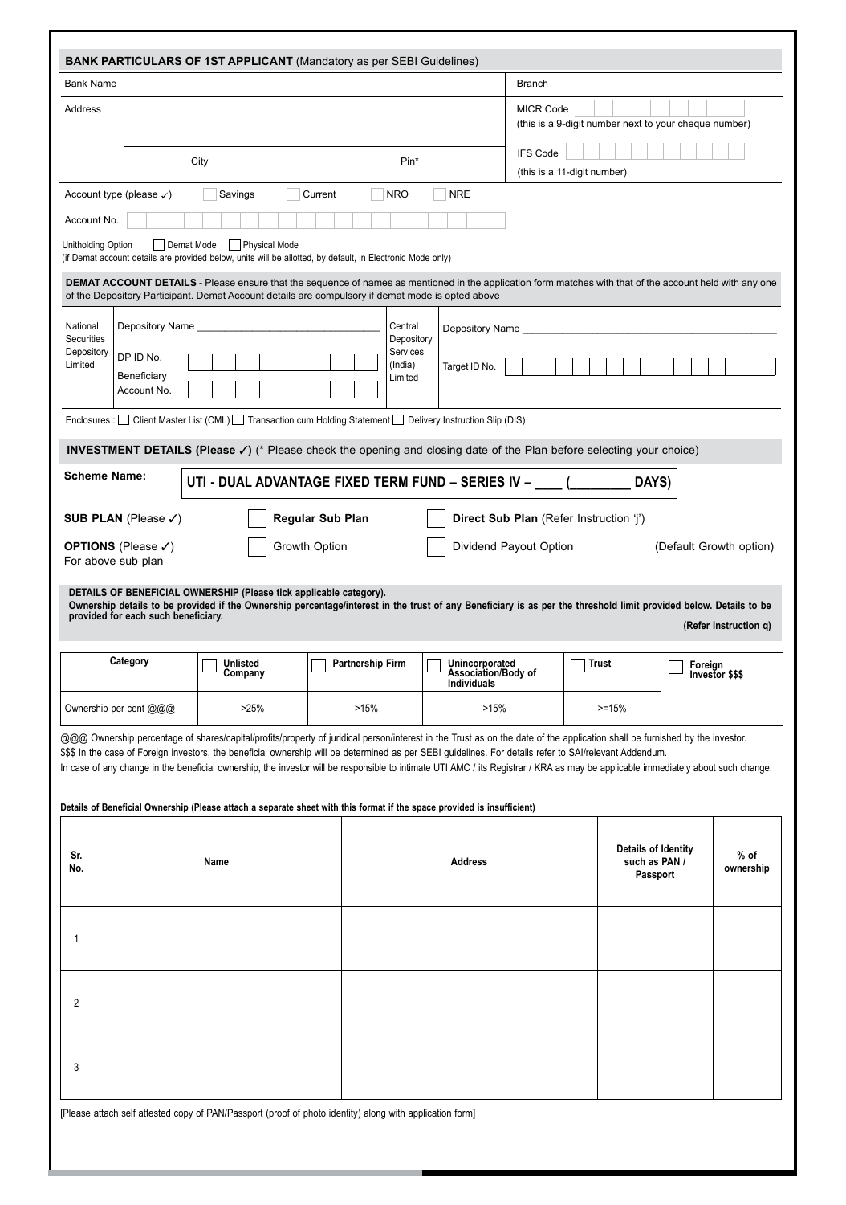## BANK PARTICULARS OF 1ST APPLICANT (Mandatory as per SEBI Guidelines)

| | | | |
|---|---|---|---|
| Bank Name | | Branch | |
| Address | | MICR Code (this is a 9-digit number next to your cheque number) | |
| | City / Pin* | IFS Code (this is a 11-digit number) | |

Account type (please ✓) ☐ Savings ☐ Current ☐ NRO ☐ NRE

Account No.

Unitholding Option ☐ Demat Mode ☐ Physical Mode
(if Demat account details are provided below, units will be allotted, by default, in Electronic Mode only)

**DEMAT ACCOUNT DETAILS** - Please ensure that the sequence of names as mentioned in the application form matches with that of the account held with any one of the Depository Participant. Demat Account details are compulsory if demat mode is opted above

| National Securities Depository Limited | | Central Depository Services (India) Limited | |
|---|---|---|---|
| Depository Name | | Depository Name | |
| DP ID No. | | Target ID No. | |
| Beneficiary Account No. | | | |

Enclosures : ☐ Client Master List (CML) ☐ Transaction cum Holding Statement ☐ Delivery Instruction Slip (DIS)

## INVESTMENT DETAILS (Please ✓) (* Please check the opening and closing date of the Plan before selecting your choice)

**Scheme Name:** **UTI - DUAL ADVANTAGE FIXED TERM FUND – SERIES IV – ____ (________ DAYS)**

**SUB PLAN** (Please ✓) ☐ **Regular Sub Plan** ☐ **Direct Sub Plan** (Refer Instruction 'j')

**OPTIONS** (Please ✓) For above sub plan ☐ Growth Option ☐ Dividend Payout Option (Default Growth option)

**DETAILS OF BENEFICIAL OWNERSHIP (Please tick applicable category).**
**Ownership details to be provided if the Ownership percentage/interest in the trust of any Beneficiary is as per the threshold limit provided below. Details to be provided for each such beneficiary.**

**(Refer instruction q)**

| Category | ☐ Unlisted Company | ☐ Partnership Firm | ☐ Unincorporated Association/Body of Individuals | ☐ Trust | ☐ Foreign Investor $$$ |
|---|---|---|---|---|---|
| Ownership per cent @@@ | >25% | >15% | >15% | >=15% | |

@@@ Ownership percentage of shares/capital/profits/property of juridical person/interest in the Trust as on the date of the application shall be furnished by the investor.
$$$ In the case of Foreign investors, the beneficial ownership will be determined as per SEBI guidelines. For details refer to SAI/relevant Addendum.
In case of any change in the beneficial ownership, the investor will be responsible to intimate UTI AMC / its Registrar / KRA as may be applicable immediately about such change.

**Details of Beneficial Ownership (Please attach a separate sheet with this format if the space provided is insufficient)**

| Sr. No. | Name | Address | Details of Identity such as PAN / Passport | % of ownership |
|---|---|---|---|---|
| 1 | | | | |
| 2 | | | | |
| 3 | | | | |

[Please attach self attested copy of PAN/Passport (proof of photo identity) along with application form]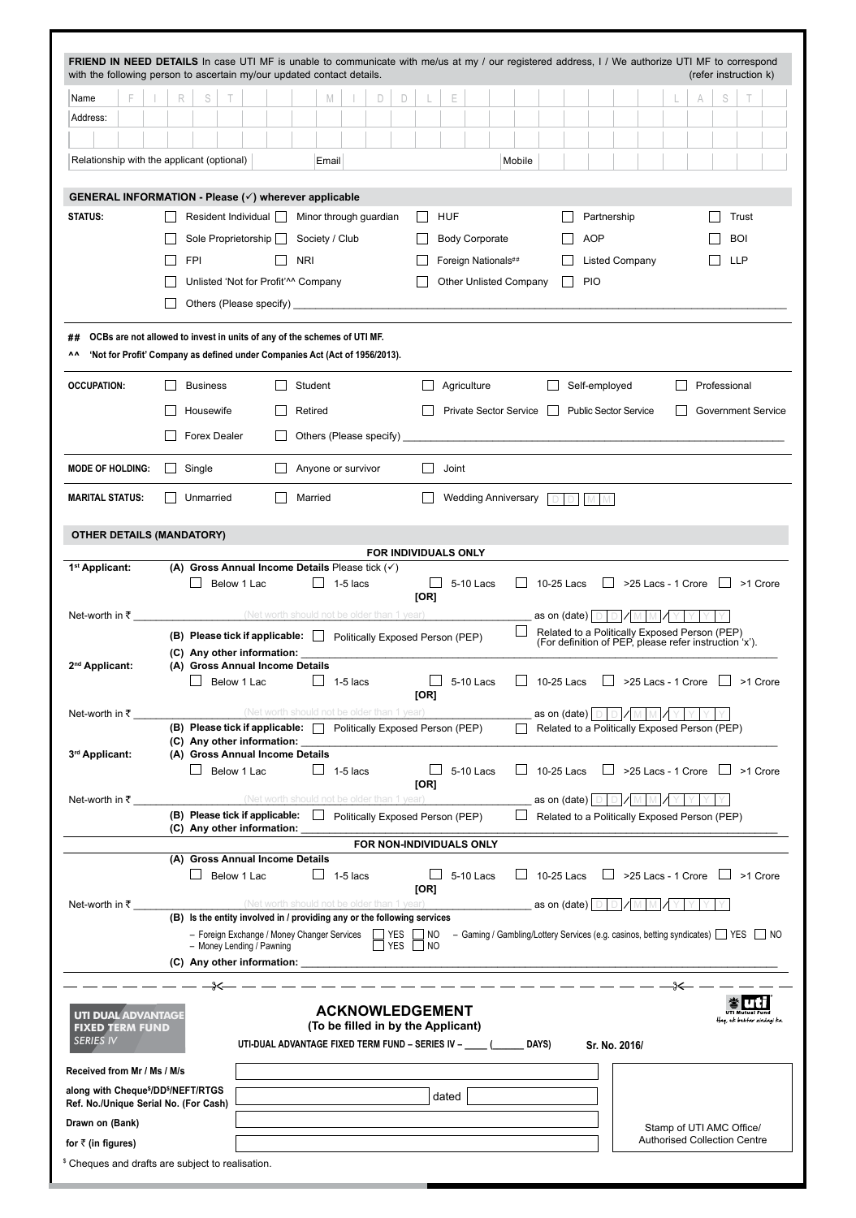**FRIEND IN NEED DETAILS** In case UTI MF is unable to communicate with me/us at my / our registered address, I / We authorize UTI MF to correspond with the following person to ascertain my/our updated contact details. (refer instruction k)

Name FIRST MIDDLE LAST

Address:

Relationship with the applicant (optional) Email Mobile

## GENERAL INFORMATION - Please (✓) wherever applicable

**STATUS:**

- ☐ Resident Individual ☐ Minor through guardian ☐ HUF ☐ Partnership ☐ Trust
- ☐ Sole Proprietorship ☐ Society / Club ☐ Body Corporate ☐ AOP ☐ BOI
- ☐ FPI ☐ NRI ☐ Foreign Nationals## ☐ Listed Company ☐ LLP
- ☐ Unlisted 'Not for Profit'^^ Company ☐ Other Unlisted Company ☐ PIO
- ☐ Others (Please specify) ____________________

**##** **OCBs are not allowed to invest in units of any of the schemes of UTI MF.**

**^^** **'Not for Profit' Company as defined under Companies Act (Act of 1956/2013).**

**OCCUPATION:**

- ☐ Business ☐ Student ☐ Agriculture ☐ Self-employed ☐ Professional
- ☐ Housewife ☐ Retired ☐ Private Sector Service ☐ Public Sector Service ☐ Government Service
- ☐ Forex Dealer ☐ Others (Please specify) ____________________

**MODE OF HOLDING:** ☐ Single ☐ Anyone or survivor ☐ Joint

**MARITAL STATUS:** ☐ Unmarried ☐ Married ☐ Wedding Anniversary DD MM

## OTHER DETAILS (MANDATORY)

### FOR INDIVIDUALS ONLY

**1st Applicant:** (A) Gross Annual Income Details Please tick (✓)

☐ Below 1 Lac ☐ 1-5 lacs ☐ 5-10 Lacs ☐ 10-25 Lacs ☐ >25 Lacs - 1 Crore ☐ >1 Crore

[OR]

Net-worth in ₹ ____ (Net worth should not be older than 1 year) ____ as on (date) DD/MM/YYYY

(B) Please tick if applicable: ☐ Politically Exposed Person (PEP) ☐ Related to a Politically Exposed Person (PEP) (For definition of PEP, please refer instruction 'x').

(C) Any other information: ____________________

**2nd Applicant:** (A) Gross Annual Income Details

☐ Below 1 Lac ☐ 1-5 lacs ☐ 5-10 Lacs ☐ 10-25 Lacs ☐ >25 Lacs - 1 Crore ☐ >1 Crore

[OR]

Net-worth in ₹ ____ (Net worth should not be older than 1 year) ____ as on (date) DD/MM/YYYY

(B) Please tick if applicable: ☐ Politically Exposed Person (PEP) ☐ Related to a Politically Exposed Person (PEP)

(C) Any other information: ____________________

**3rd Applicant:** (A) Gross Annual Income Details

☐ Below 1 Lac ☐ 1-5 lacs ☐ 5-10 Lacs ☐ 10-25 Lacs ☐ >25 Lacs - 1 Crore ☐ >1 Crore

[OR]

Net-worth in ₹ ____ (Net worth should not be older than 1 year) ____ as on (date) DD/MM/YYYY

(B) Please tick if applicable: ☐ Politically Exposed Person (PEP) ☐ Related to a Politically Exposed Person (PEP)

(C) Any other information: ____________________

### FOR NON-INDIVIDUALS ONLY

(A) Gross Annual Income Details

☐ Below 1 Lac ☐ 1-5 lacs ☐ 5-10 Lacs ☐ 10-25 Lacs ☐ >25 Lacs - 1 Crore ☐ >1 Crore

[OR]

Net-worth in ₹ ____ (Net worth should not be older than 1 year) ____ as on (date) DD/MM/YYYY

(B) Is the entity involved in / providing any of the following services

- Foreign Exchange / Money Changer Services ☐ YES ☐ NO
- Money Lending / Pawning ☐ YES ☐ NO
- Gaming / Gambling/Lottery Services (e.g. casinos, betting syndicates) ☐ YES ☐ NO

(C) Any other information: ____________________

---

**UTI DUAL ADVANTAGE FIXED TERM FUND SERIES IV**

## ACKNOWLEDGEMENT

**(To be filled in by the Applicant)**

UTI Mutual Fund — Haq, ek behtar zindagi ka.

UTI-DUAL ADVANTAGE FIXED TERM FUND – SERIES IV – ____ (______ DAYS) Sr. No. 2016/

| | |
|---|---|
| **Received from Mr / Ms / M/s** | |
| **along with Cheque$/DD$/NEFT/RTGS Ref. No./Unique Serial No. (For Cash)** | dated |
| **Drawn on (Bank)** | |
| **for ₹ (in figures)** | |

Stamp of UTI AMC Office/ Authorised Collection Centre

$ Cheques and drafts are subject to realisation.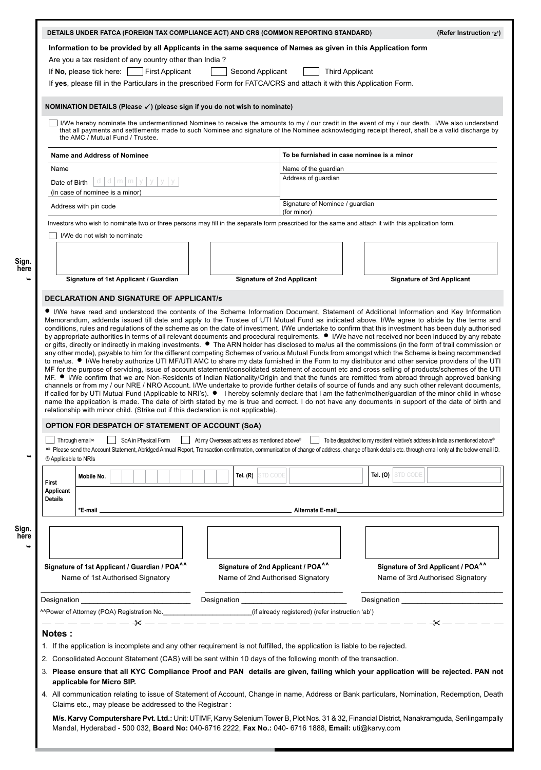**DETAILS UNDER FATCA (FOREIGN TAX COMPLIANCE ACT) AND CRS (COMMON REPORTING STANDARD)** **(Refer Instruction 'z')**

**Information to be provided by all Applicants in the same sequence of Names as given in this Application form**

Are you a tax resident of any country other than India ?

If **No**, please tick here: ☐ First Applicant ☐ Second Applicant ☐ Third Applicant

If **yes**, please fill in the Particulars in the prescribed Form for FATCA/CRS and attach it with this Application Form.

**NOMINATION DETAILS (Please ✓) (please sign if you do not wish to nominate)**

☐ I/We hereby nominate the undermentioned Nominee to receive the amounts to my / our credit in the event of my / our death. I/We also understand that all payments and settlements made to such Nominee and signature of the Nominee acknowledging receipt thereof, shall be a valid discharge by the AMC / Mutual Fund / Trustee.

| Name and Address of Nominee | To be furnished in case nominee is a minor |
|---|---|
| Name | Name of the guardian |
| Date of Birth d d m m y y y y (in case of nominee is a minor) | Address of guardian |
| Address with pin code | Signature of Nominee / guardian (for minor) |

Investors who wish to nominate two or three persons may fill in the separate form prescribed for the same and attach it with this application form.

☐ I/We do not wish to nominate

Sign. here

| Signature of 1st Applicant / Guardian | Signature of 2nd Applicant | Signature of 3rd Applicant |
|---|---|---|
| | | |

**DECLARATION AND SIGNATURE OF APPLICANT/s**

● I/We have read and understood the contents of the Scheme Information Document, Statement of Additional Information and Key Information Memorandum, addenda issued till date and apply to the Trustee of UTI Mutual Fund as indicated above. I/We agree to abide by the terms and conditions, rules and regulations of the scheme as on the date of investment. I/We undertake to confirm that this investment has been duly authorised by appropriate authorities in terms of all relevant documents and procedural requirements. ● I/We have not received nor been induced by any rebate or gifts, directly or indirectly in making investments. ● The ARN holder has disclosed to me/us all the commissions (in the form of trail commission or any other mode), payable to him for the different competing Schemes of various Mutual Funds from amongst which the Scheme is being recommended to me/us. ● I/We hereby authorize UTI MF/UTI AMC to share my data furnished in the Form to my distributor and other service providers of the UTI MF for the purpose of servicing, issue of account statement/consolidated statement of account etc and cross selling of products/schemes of the UTI MF. ● I/We confirm that we are Non-Residents of Indian Nationality/Origin and that the funds are remitted from abroad through approved banking channels or from my / our NRE / NRO Account. I/We undertake to provide further details of source of funds and any such other relevant documents, if called for by UTI Mutual Fund (Applicable to NRI's). ● I hereby solemnly declare that I am the father/mother/guardian of the minor child in whose name the application is made. The date of birth stated by me is true and correct. I do not have any documents in support of the date of birth and relationship with minor child. (Strike out if this declaration is not applicable).

**OPTION FOR DESPATCH OF STATEMENT OF ACCOUNT (SoA)**

☐ Through email∞ ☐ SoA in Physical Form ☐ At my Overseas address as mentioned above® ☐ To be dispatched to my resident relative's address in India as mentioned above®

∞ Please send the Account Statement, Abridged Annual Report, Transaction confirmation, communication of change of address, change of bank details etc. through email only at the below email ID.

® Applicable to NRIs

| First Applicant Details | Mobile No. | Tel. (R) STD CODE | Tel. (O) STD CODE |
|---|---|---|---|
| | *E-mail | Alternate E-mail | |

Sign. here

| Signature of 1st Applicant / Guardian / POA^^ | Signature of 2nd Applicant / POA^^ | Signature of 3rd Applicant / POA^^ |
|---|---|---|
| Name of 1st Authorised Signatory | Name of 2nd Authorised Signatory | Name of 3rd Authorised Signatory |
| Designation | Designation | Designation |

^^Power of Attorney (POA) Registration No.________________________(if already registered) (refer instruction 'ab')

## Notes :

1. If the application is incomplete and any other requirement is not fulfilled, the application is liable to be rejected.
2. Consolidated Account Statement (CAS) will be sent within 10 days of the following month of the transaction.
3. **Please ensure that all KYC Compliance Proof and PAN details are given, failing which your application will be rejected. PAN not applicable for Micro SIP.**
4. All communication relating to issue of Statement of Account, Change in name, Address or Bank particulars, Nomination, Redemption, Death Claims etc., may please be addressed to the Registrar :

   **M/s. Karvy Computershare Pvt. Ltd.:** Unit: UTIMF, Karvy Selenium Tower B, Plot Nos. 31 & 32, Financial District, Nanakramguda, Serilingampally Mandal, Hyderabad - 500 032, **Board No:** 040-6716 2222, **Fax No.:** 040- 6716 1888, **Email:** uti@karvy.com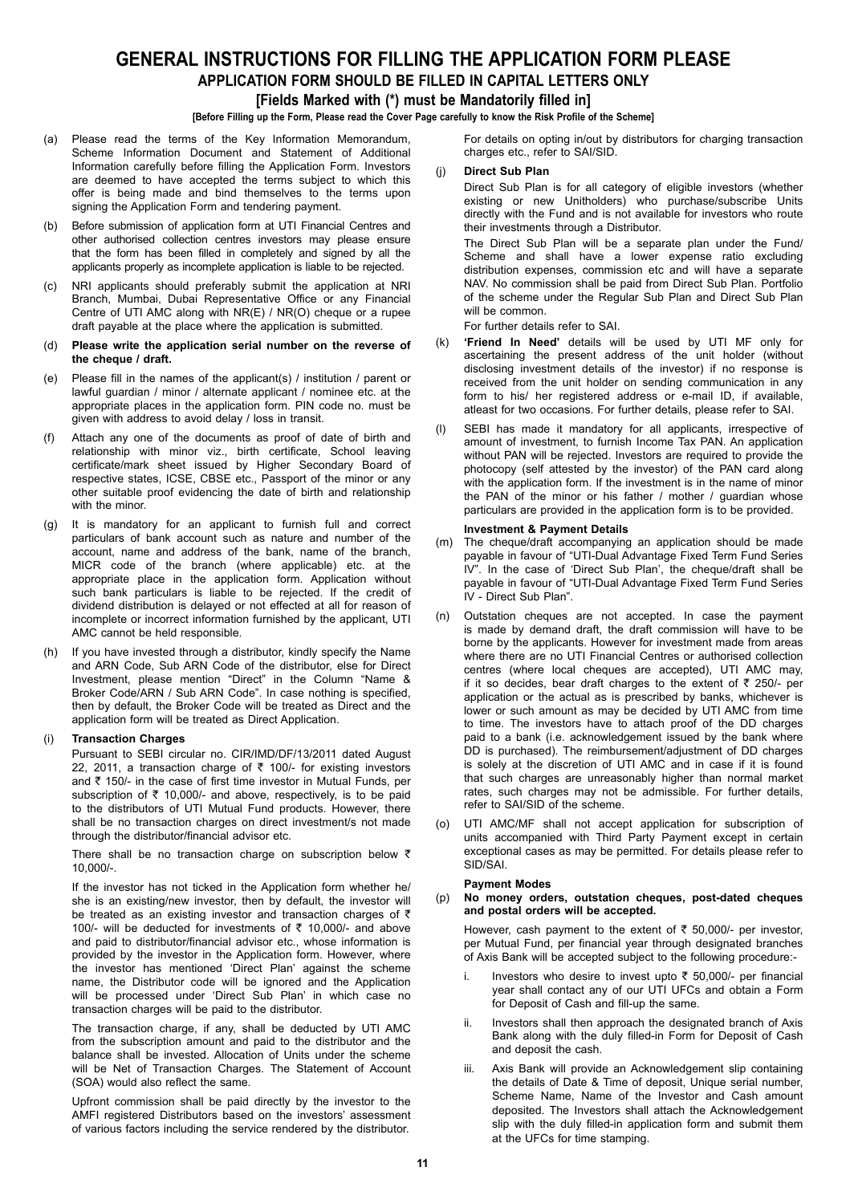# GENERAL INSTRUCTIONS FOR FILLING THE APPLICATION FORM PLEASE

## APPLICATION FORM SHOULD BE FILLED IN CAPITAL LETTERS ONLY

### [Fields Marked with (*) must be Mandatorily filled in]

**[Before Filling up the Form, Please read the Cover Page carefully to know the Risk Profile of the Scheme]**

(a) Please read the terms of the Key Information Memorandum, Scheme Information Document and Statement of Additional Information carefully before filling the Application Form. Investors are deemed to have accepted the terms subject to which this offer is being made and bind themselves to the terms upon signing the Application Form and tendering payment.

(b) Before submission of application form at UTI Financial Centres and other authorised collection centres investors may please ensure that the form has been filled in completely and signed by all the applicants properly as incomplete application is liable to be rejected.

(c) NRI applicants should preferably submit the application at NRI Branch, Mumbai, Dubai Representative Office or any Financial Centre of UTI AMC along with NR(E) / NR(O) cheque or a rupee draft payable at the place where the application is submitted.

(d) **Please write the application serial number on the reverse of the cheque / draft.**

(e) Please fill in the names of the applicant(s) / institution / parent or lawful guardian / minor / alternate applicant / nominee etc. at the appropriate places in the application form. PIN code no. must be given with address to avoid delay / loss in transit.

(f) Attach any one of the documents as proof of date of birth and relationship with minor viz., birth certificate, School leaving certificate/mark sheet issued by Higher Secondary Board of respective states, ICSE, CBSE etc., Passport of the minor or any other suitable proof evidencing the date of birth and relationship with the minor.

(g) It is mandatory for an applicant to furnish full and correct particulars of bank account such as nature and number of the account, name and address of the bank, name of the branch, MICR code of the branch (where applicable) etc. at the appropriate place in the application form. Application without such bank particulars is liable to be rejected. If the credit of dividend distribution is delayed or not effected at all for reason of incomplete or incorrect information furnished by the applicant, UTI AMC cannot be held responsible.

(h) If you have invested through a distributor, kindly specify the Name and ARN Code, Sub ARN Code of the distributor, else for Direct Investment, please mention "Direct" in the Column "Name & Broker Code/ARN / Sub ARN Code". In case nothing is specified, then by default, the Broker Code will be treated as Direct and the application form will be treated as Direct Application.

(i) **Transaction Charges**

Pursuant to SEBI circular no. CIR/IMD/DF/13/2011 dated August 22, 2011, a transaction charge of ₹ 100/- for existing investors and ₹ 150/- in the case of first time investor in Mutual Funds, per subscription of ₹ 10,000/- and above, respectively, is to be paid to the distributors of UTI Mutual Fund products. However, there shall be no transaction charges on direct investment/s not made through the distributor/financial advisor etc.

There shall be no transaction charge on subscription below ₹ 10,000/-.

If the investor has not ticked in the Application form whether he/ she is an existing/new investor, then by default, the investor will be treated as an existing investor and transaction charges of ₹ 100/- will be deducted for investments of ₹ 10,000/- and above and paid to distributor/financial advisor etc., whose information is provided by the investor in the Application form. However, where the investor has mentioned 'Direct Plan' against the scheme name, the Distributor code will be ignored and the Application will be processed under 'Direct Sub Plan' in which case no transaction charges will be paid to the distributor.

The transaction charge, if any, shall be deducted by UTI AMC from the subscription amount and paid to the distributor and the balance shall be invested. Allocation of Units under the scheme will be Net of Transaction Charges. The Statement of Account (SOA) would also reflect the same.

Upfront commission shall be paid directly by the investor to the AMFI registered Distributors based on the investors' assessment of various factors including the service rendered by the distributor.

For details on opting in/out by distributors for charging transaction charges etc., refer to SAI/SID.

(j) **Direct Sub Plan**

Direct Sub Plan is for all category of eligible investors (whether existing or new Unitholders) who purchase/subscribe Units directly with the Fund and is not available for investors who route their investments through a Distributor.

The Direct Sub Plan will be a separate plan under the Fund/ Scheme and shall have a lower expense ratio excluding distribution expenses, commission etc and will have a separate NAV. No commission shall be paid from Direct Sub Plan. Portfolio of the scheme under the Regular Sub Plan and Direct Sub Plan will be common.

For further details refer to SAI.

(k) **'Friend In Need'** details will be used by UTI MF only for ascertaining the present address of the unit holder (without disclosing investment details of the investor) if no response is received from the unit holder on sending communication in any form to his/ her registered address or e-mail ID, if available, atleast for two occasions. For further details, please refer to SAI.

(l) SEBI has made it mandatory for all applicants, irrespective of amount of investment, to furnish Income Tax PAN. An application without PAN will be rejected. Investors are required to provide the photocopy (self attested by the investor) of the PAN card along with the application form. If the investment is in the name of minor the PAN of the minor or his father / mother / guardian whose particulars are provided in the application form is to be provided.

**Investment & Payment Details**

(m) The cheque/draft accompanying an application should be made payable in favour of "UTI-Dual Advantage Fixed Term Fund Series IV". In the case of 'Direct Sub Plan', the cheque/draft shall be payable in favour of "UTI-Dual Advantage Fixed Term Fund Series IV - Direct Sub Plan".

(n) Outstation cheques are not accepted. In case the payment is made by demand draft, the draft commission will have to be borne by the applicants. However for investment made from areas where there are no UTI Financial Centres or authorised collection centres (where local cheques are accepted), UTI AMC may, if it so decides, bear draft charges to the extent of ₹ 250/- per application or the actual as is prescribed by banks, whichever is lower or such amount as may be decided by UTI AMC from time to time. The investors have to attach proof of the DD charges paid to a bank (i.e. acknowledgement issued by the bank where DD is purchased). The reimbursement/adjustment of DD charges is solely at the discretion of UTI AMC and in case if it is found that such charges are unreasonably higher than normal market rates, such charges may not be admissible. For further details, refer to SAI/SID of the scheme.

(o) UTI AMC/MF shall not accept application for subscription of units accompanied with Third Party Payment except in certain exceptional cases as may be permitted. For details please refer to SID/SAI.

**Payment Modes**

(p) **No money orders, outstation cheques, post-dated cheques and postal orders will be accepted.**

However, cash payment to the extent of ₹ 50,000/- per investor, per Mutual Fund, per financial year through designated branches of Axis Bank will be accepted subject to the following procedure:-

i. Investors who desire to invest upto ₹ 50,000/- per financial year shall contact any of our UTI UFCs and obtain a Form for Deposit of Cash and fill-up the same.

ii. Investors shall then approach the designated branch of Axis Bank along with the duly filled-in Form for Deposit of Cash and deposit the cash.

iii. Axis Bank will provide an Acknowledgement slip containing the details of Date & Time of deposit, Unique serial number, Scheme Name, Name of the Investor and Cash amount deposited. The Investors shall attach the Acknowledgement slip with the duly filled-in application form and submit them at the UFCs for time stamping.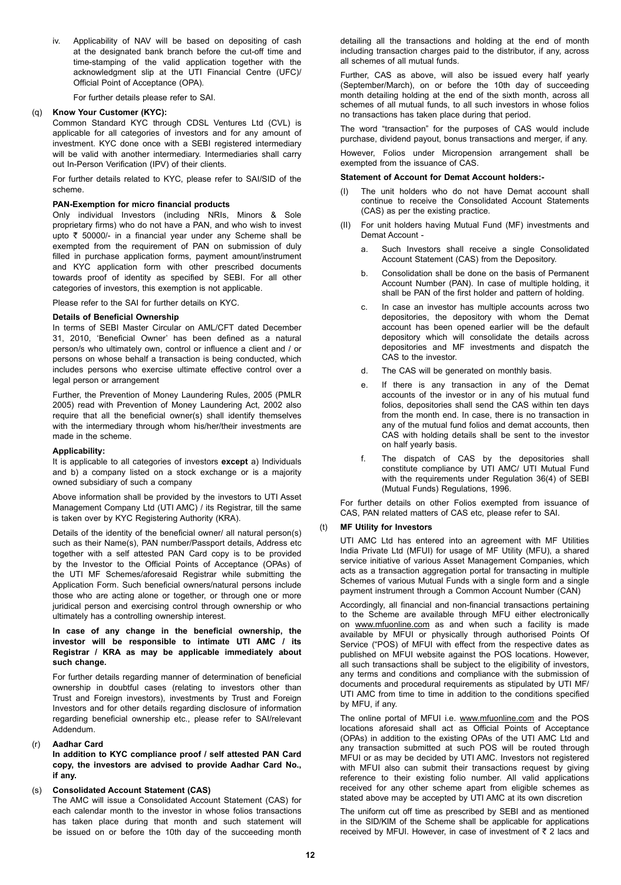iv. Applicability of NAV will be based on depositing of cash at the designated bank branch before the cut-off time and time-stamping of the valid application together with the acknowledgment slip at the UTI Financial Centre (UFC)/ Official Point of Acceptance (OPA).

For further details please refer to SAI.

(q) **Know Your Customer (KYC):**

Common Standard KYC through CDSL Ventures Ltd (CVL) is applicable for all categories of investors and for any amount of investment. KYC done once with a SEBI registered intermediary will be valid with another intermediary. Intermediaries shall carry out In-Person Verification (IPV) of their clients.

For further details related to KYC, please refer to SAI/SID of the scheme.

**PAN-Exemption for micro financial products**

Only individual Investors (including NRIs, Minors & Sole proprietary firms) who do not have a PAN, and who wish to invest upto ₹ 50000/- in a financial year under any Scheme shall be exempted from the requirement of PAN on submission of duly filled in purchase application forms, payment amount/instrument and KYC application form with other prescribed documents towards proof of identity as specified by SEBI. For all other categories of investors, this exemption is not applicable.

Please refer to the SAI for further details on KYC.

**Details of Beneficial Ownership**

In terms of SEBI Master Circular on AML/CFT dated December 31, 2010, 'Beneficial Owner' has been defined as a natural person/s who ultimately own, control or influence a client and / or persons on whose behalf a transaction is being conducted, which includes persons who exercise ultimate effective control over a legal person or arrangement

Further, the Prevention of Money Laundering Rules, 2005 (PMLR 2005) read with Prevention of Money Laundering Act, 2002 also require that all the beneficial owner(s) shall identify themselves with the intermediary through whom his/her/their investments are made in the scheme.

**Applicability:**

It is applicable to all categories of investors **except** a) Individuals and b) a company listed on a stock exchange or is a majority owned subsidiary of such a company

Above information shall be provided by the investors to UTI Asset Management Company Ltd (UTI AMC) / its Registrar, till the same is taken over by KYC Registering Authority (KRA).

Details of the identity of the beneficial owner/ all natural person(s) such as their Name(s), PAN number/Passport details, Address etc together with a self attested PAN Card copy is to be provided by the Investor to the Official Points of Acceptance (OPAs) of the UTI MF Schemes/aforesaid Registrar while submitting the Application Form. Such beneficial owners/natural persons include those who are acting alone or together, or through one or more juridical person and exercising control through ownership or who ultimately has a controlling ownership interest.

**In case of any change in the beneficial ownership, the investor will be responsible to intimate UTI AMC / its Registrar / KRA as may be applicable immediately about such change.**

For further details regarding manner of determination of beneficial ownership in doubtful cases (relating to investors other than Trust and Foreign investors), investments by Trust and Foreign Investors and for other details regarding disclosure of information regarding beneficial ownership etc., please refer to SAI/relevant Addendum.

(r) **Aadhar Card**

**In addition to KYC compliance proof / self attested PAN Card copy, the investors are advised to provide Aadhar Card No., if any.**

(s) **Consolidated Account Statement (CAS)**

The AMC will issue a Consolidated Account Statement (CAS) for each calendar month to the investor in whose folios transactions has taken place during that month and such statement will be issued on or before the 10th day of the succeeding month detailing all the transactions and holding at the end of month including transaction charges paid to the distributor, if any, across all schemes of all mutual funds.

Further, CAS as above, will also be issued every half yearly (September/March), on or before the 10th day of succeeding month detailing holding at the end of the sixth month, across all schemes of all mutual funds, to all such investors in whose folios no transactions has taken place during that period.

The word "transaction" for the purposes of CAS would include purchase, dividend payout, bonus transactions and merger, if any.

However, Folios under Micropension arrangement shall be exempted from the issuance of CAS.

**Statement of Account for Demat Account holders:-**

(I) The unit holders who do not have Demat account shall continue to receive the Consolidated Account Statements (CAS) as per the existing practice.

(II) For unit holders having Mutual Fund (MF) investments and Demat Account -

a. Such Investors shall receive a single Consolidated Account Statement (CAS) from the Depository.

b. Consolidation shall be done on the basis of Permanent Account Number (PAN). In case of multiple holding, it shall be PAN of the first holder and pattern of holding.

c. In case an investor has multiple accounts across two depositories, the depository with whom the Demat account has been opened earlier will be the default depository which will consolidate the details across depositories and MF investments and dispatch the CAS to the investor.

d. The CAS will be generated on monthly basis.

e. If there is any transaction in any of the Demat accounts of the investor or in any of his mutual fund folios, depositories shall send the CAS within ten days from the month end. In case, there is no transaction in any of the mutual fund folios and demat accounts, then CAS with holding details shall be sent to the investor on half yearly basis.

f. The dispatch of CAS by the depositories shall constitute compliance by UTI AMC/ UTI Mutual Fund with the requirements under Regulation 36(4) of SEBI (Mutual Funds) Regulations, 1996.

For further details on other Folios exempted from issuance of CAS, PAN related matters of CAS etc, please refer to SAI.

(t) **MF Utility for Investors**

UTI AMC Ltd has entered into an agreement with MF Utilities India Private Ltd (MFUI) for usage of MF Utility (MFU), a shared service initiative of various Asset Management Companies, which acts as a transaction aggregation portal for transacting in multiple Schemes of various Mutual Funds with a single form and a single payment instrument through a Common Account Number (CAN)

Accordingly, all financial and non-financial transactions pertaining to the Scheme are available through MFU either electronically on www.mfuonline.com as and when such a facility is made available by MFUI or physically through authorised Points Of Service ("POS) of MFUI with effect from the respective dates as published on MFUI website against the POS locations. However, all such transactions shall be subject to the eligibility of investors, any terms and conditions and compliance with the submission of documents and procedural requirements as stipulated by UTI MF/ UTI AMC from time to time in addition to the conditions specified by MFU, if any.

The online portal of MFUI i.e. www.mfuonline.com and the POS locations aforesaid shall act as Official Points of Acceptance (OPAs) in addition to the existing OPAs of the UTI AMC Ltd and any transaction submitted at such POS will be routed through MFUI or as may be decided by UTI AMC. Investors not registered with MFUI also can submit their transactions request by giving reference to their existing folio number. All valid applications received for any other scheme apart from eligible schemes as stated above may be accepted by UTI AMC at its own discretion

The uniform cut off time as prescribed by SEBI and as mentioned in the SID/KIM of the Scheme shall be applicable for applications received by MFUI. However, in case of investment of ₹ 2 lacs and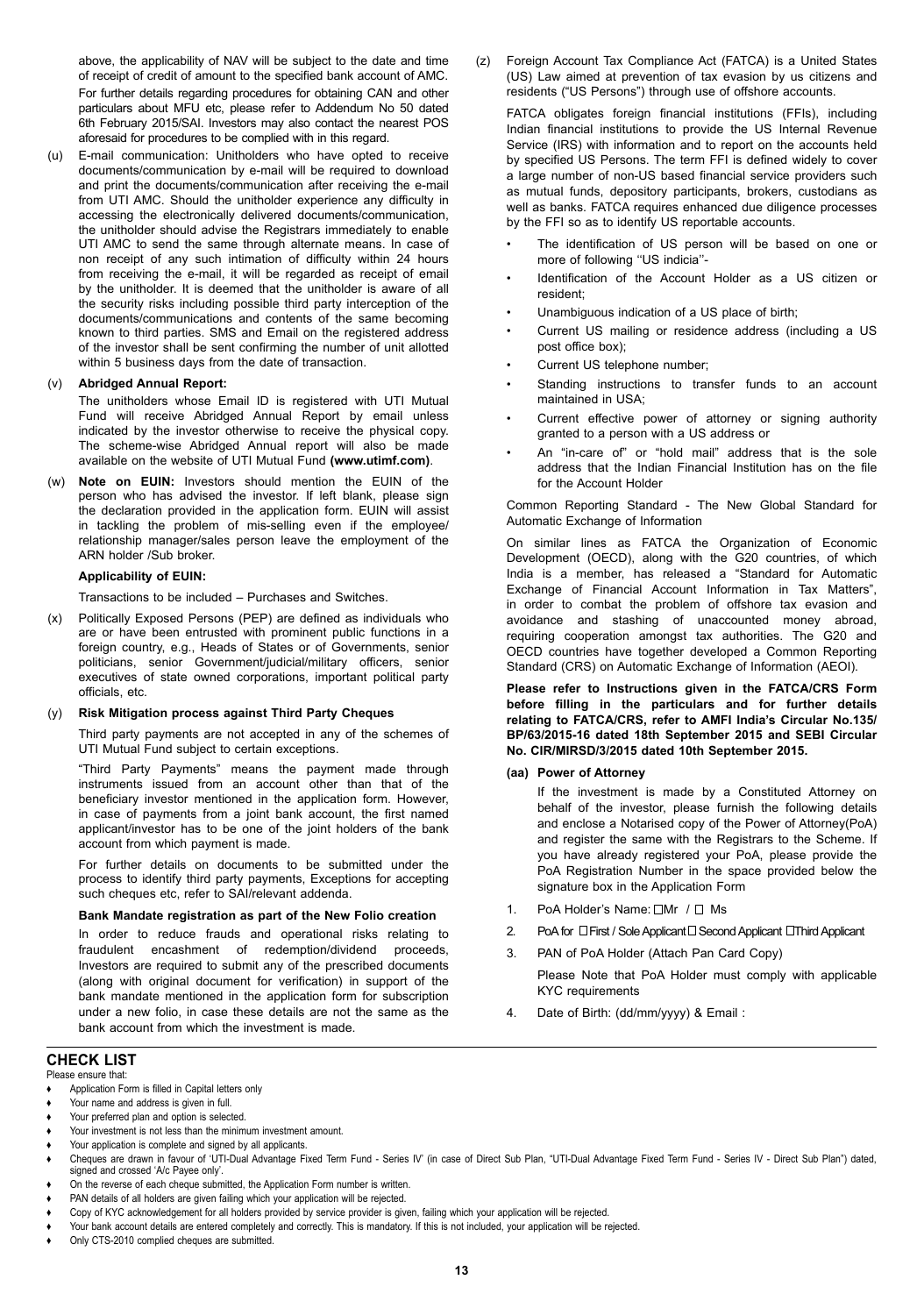above, the applicability of NAV will be subject to the date and time of receipt of credit of amount to the specified bank account of AMC.

For further details regarding procedures for obtaining CAN and other particulars about MFU etc, please refer to Addendum No 50 dated 6th February 2015/SAI. Investors may also contact the nearest POS aforesaid for procedures to be complied with in this regard.

(u) E-mail communication: Unitholders who have opted to receive documents/communication by e-mail will be required to download and print the documents/communication after receiving the e-mail from UTI AMC. Should the unitholder experience any difficulty in accessing the electronically delivered documents/communication, the unitholder should advise the Registrars immediately to enable UTI AMC to send the same through alternate means. In case of non receipt of any such intimation of difficulty within 24 hours from receiving the e-mail, it will be regarded as receipt of email by the unitholder. It is deemed that the unitholder is aware of all the security risks including possible third party interception of the documents/communications and contents of the same becoming known to third parties. SMS and Email on the registered address of the investor shall be sent confirming the number of unit allotted within 5 business days from the date of transaction.

(v) **Abridged Annual Report:**

The unitholders whose Email ID is registered with UTI Mutual Fund will receive Abridged Annual Report by email unless indicated by the investor otherwise to receive the physical copy. The scheme-wise Abridged Annual report will also be made available on the website of UTI Mutual Fund **(www.utimf.com)**.

(w) **Note on EUIN:** Investors should mention the EUIN of the person who has advised the investor. If left blank, please sign the declaration provided in the application form. EUIN will assist in tackling the problem of mis-selling even if the employee/ relationship manager/sales person leave the employment of the ARN holder /Sub broker.

**Applicability of EUIN:**

Transactions to be included – Purchases and Switches.

(x) Politically Exposed Persons (PEP) are defined as individuals who are or have been entrusted with prominent public functions in a foreign country, e.g., Heads of States or of Governments, senior politicians, senior Government/judicial/military officers, senior executives of state owned corporations, important political party officials, etc.

(y) **Risk Mitigation process against Third Party Cheques**

Third party payments are not accepted in any of the schemes of UTI Mutual Fund subject to certain exceptions.

"Third Party Payments" means the payment made through instruments issued from an account other than that of the beneficiary investor mentioned in the application form. However, in case of payments from a joint bank account, the first named applicant/investor has to be one of the joint holders of the bank account from which payment is made.

For further details on documents to be submitted under the process to identify third party payments, Exceptions for accepting such cheques etc, refer to SAI/relevant addenda.

**Bank Mandate registration as part of the New Folio creation**

In order to reduce frauds and operational risks relating to fraudulent encashment of redemption/dividend proceeds, Investors are required to submit any of the prescribed documents (along with original document for verification) in support of the bank mandate mentioned in the application form for subscription under a new folio, in case these details are not the same as the bank account from which the investment is made.

(z) Foreign Account Tax Compliance Act (FATCA) is a United States (US) Law aimed at prevention of tax evasion by us citizens and residents ("US Persons") through use of offshore accounts.

FATCA obligates foreign financial institutions (FFIs), including Indian financial institutions to provide the US Internal Revenue Service (IRS) with information and to report on the accounts held by specified US Persons. The term FFI is defined widely to cover a large number of non-US based financial service providers such as mutual funds, depository participants, brokers, custodians as well as banks. FATCA requires enhanced due diligence processes by the FFI so as to identify US reportable accounts.

- The identification of US person will be based on one or more of following ''US indicia''-
- Identification of the Account Holder as a US citizen or resident;
- Unambiguous indication of a US place of birth;
- Current US mailing or residence address (including a US post office box);
- Current US telephone number;
- Standing instructions to transfer funds to an account maintained in USA;
- Current effective power of attorney or signing authority granted to a person with a US address or
- An "in-care of" or "hold mail" address that is the sole address that the Indian Financial Institution has on the file for the Account Holder

Common Reporting Standard - The New Global Standard for Automatic Exchange of Information

On similar lines as FATCA the Organization of Economic Development (OECD), along with the G20 countries, of which India is a member, has released a "Standard for Automatic Exchange of Financial Account Information in Tax Matters", in order to combat the problem of offshore tax evasion and avoidance and stashing of unaccounted money abroad, requiring cooperation amongst tax authorities. The G20 and OECD countries have together developed a Common Reporting Standard (CRS) on Automatic Exchange of Information (AEOI).

**Please refer to Instructions given in the FATCA/CRS Form before filling in the particulars and for further details relating to FATCA/CRS, refer to AMFI India's Circular No.135/ BP/63/2015-16 dated 18th September 2015 and SEBI Circular No. CIR/MIRSD/3/2015 dated 10th September 2015.**

**(aa) Power of Attorney**

If the investment is made by a Constituted Attorney on behalf of the investor, please furnish the following details and enclose a Notarised copy of the Power of Attorney(PoA) and register the same with the Registrars to the Scheme. If you have already registered your PoA, please provide the PoA Registration Number in the space provided below the signature box in the Application Form

1. PoA Holder's Name: ☐Mr / ☐ Ms
2. PoA for ☐First / Sole Applicant ☐ Second Applicant ☐Third Applicant
3. PAN of PoA Holder (Attach Pan Card Copy)

   Please Note that PoA Holder must comply with applicable KYC requirements
4. Date of Birth: (dd/mm/yyyy) & Email :

## CHECK LIST

Please ensure that:

- Application Form is filled in Capital letters only
- Your name and address is given in full.
- Your preferred plan and option is selected.
- Your investment is not less than the minimum investment amount.
- Your application is complete and signed by all applicants.
- Cheques are drawn in favour of 'UTI-Dual Advantage Fixed Term Fund - Series IV' (in case of Direct Sub Plan, "UTI-Dual Advantage Fixed Term Fund - Series IV - Direct Sub Plan") dated, signed and crossed 'A/c Payee only'.
- On the reverse of each cheque submitted, the Application Form number is written.
- PAN details of all holders are given failing which your application will be rejected.
- Copy of KYC acknowledgement for all holders provided by service provider is given, failing which your application will be rejected.
- Your bank account details are entered completely and correctly. This is mandatory. If this is not included, your application will be rejected.
- Only CTS-2010 complied cheques are submitted.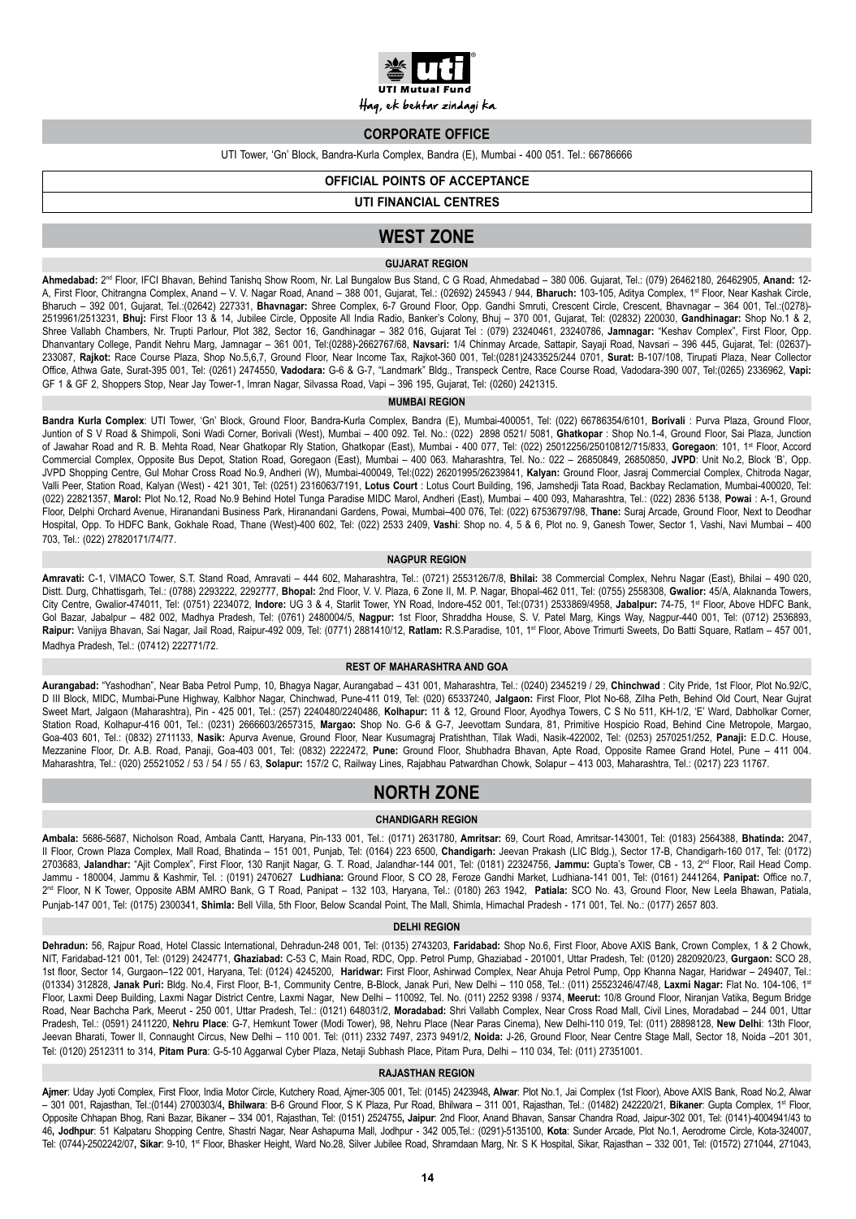UTI Mutual Fund

Haq, ek behtar zindagi ka.

## CORPORATE OFFICE

UTI Tower, 'Gn' Block, Bandra-Kurla Complex, Bandra (E), Mumbai - 400 051. Tel.: 66786666

## OFFICIAL POINTS OF ACCEPTANCE

## UTI FINANCIAL CENTRES

# WEST ZONE

### GUJARAT REGION

**Ahmedabad:** 2nd Floor, IFCI Bhavan, Behind Tanishq Show Room, Nr. Lal Bungalow Bus Stand, C G Road, Ahmedabad – 380 006. Gujarat, Tel.: (079) 26462180, 26462905, **Anand:** 12-A, First Floor, Chitrangna Complex, Anand – V. V. Nagar Road, Anand – 388 001, Gujarat, Tel.: (02692) 245943 / 944, **Bharuch:** 103-105, Aditya Complex, 1st Floor, Near Kashak Circle, Bharuch – 392 001, Gujarat, Tel.:(02642) 227331, **Bhavnagar:** Shree Complex, 6-7 Ground Floor, Opp. Gandhi Smruti, Crescent Circle, Crescent, Bhavnagar – 364 001, Tel.:(0278)-2519961/2513231, **Bhuj:** First Floor 13 & 14, Jubilee Circle, Opposite All India Radio, Banker's Colony, Bhuj – 370 001, Gujarat, Tel: (02832) 220030, **Gandhinagar:** Shop No.1 & 2, Shree Vallabh Chambers, Nr. Trupti Parlour, Plot 382, Sector 16, Gandhinagar – 382 016, Gujarat Tel : (079) 23240461, 23240786, **Jamnagar:** "Keshav Complex", First Floor, Opp. Dhanvantary College, Pandit Nehru Marg, Jamnagar – 361 001, Tel:(0288)-2662767/68, **Navsari:** 1/4 Chinmay Arcade, Sattapir, Sayaji Road, Navsari – 396 445, Gujarat, Tel: (02637)-233087, **Rajkot:** Race Course Plaza, Shop No.5,6,7, Ground Floor, Near Income Tax, Rajkot-360 001, Tel:(0281)2433525/244 0701, **Surat:** B-107/108, Tirupati Plaza, Near Collector Office, Athwa Gate, Surat-395 001, Tel: (0261) 2474550, **Vadodara:** G-6 & G-7, "Landmark" Bldg., Transpeck Centre, Race Course Road, Vadodara-390 007, Tel:(0265) 2336962, **Vapi:** GF 1 & GF 2, Shoppers Stop, Near Jay Tower-1, Imran Nagar, Silvassa Road, Vapi – 396 195, Gujarat, Tel: (0260) 2421315.

### MUMBAI REGION

**Bandra Kurla Complex**: UTI Tower, 'Gn' Block, Ground Floor, Bandra-Kurla Complex, Bandra (E), Mumbai-400051, Tel: (022) 66786354/6101, **Borivali** : Purva Plaza, Ground Floor, Juntion of S V Road & Shimpoli, Soni Wadi Corner, Borivali (West), Mumbai – 400 092. Tel. No.: (022) 2898 0521/ 5081, **Ghatkopar** : Shop No.1-4, Ground Floor, Sai Plaza, Junction of Jawahar Road and R. B. Mehta Road, Near Ghatkopar Rly Station, Ghatkopar (East), Mumbai - 400 077, Tel: (022) 25012256/25010812/715/833, **Goregaon**: 101, 1st Floor, Accord Commercial Complex, Opposite Bus Depot, Station Road, Goregaon (East), Mumbai – 400 063. Maharashtra, Tel. No.: 022 – 26850849, 26850850, **JVPD**: Unit No.2, Block 'B', Opp. JVPD Shopping Centre, Gul Mohar Cross Road No.9, Andheri (W), Mumbai-400049, Tel:(022) 26201995/26239841, **Kalyan:** Ground Floor, Jasraj Commercial Complex, Chitroda Nagar, Valli Peer, Station Road, Kalyan (West) - 421 301, Tel: (0251) 2316063/7191, **Lotus Court** : Lotus Court Building, 196, Jamshedji Tata Road, Backbay Reclamation, Mumbai-400020, Tel: (022) 22821357, **Marol:** Plot No.12, Road No.9 Behind Hotel Tunga Paradise MIDC Marol, Andheri (East), Mumbai – 400 093, Maharashtra, Tel.: (022) 2836 5138, **Powai** : A-1, Ground Floor, Delphi Orchard Avenue, Hiranandani Business Park, Hiranandani Gardens, Powai, Mumbai–400 076, Tel: (022) 67536797/98, **Thane:** Suraj Arcade, Ground Floor, Next to Deodhar Hospital, Opp. To HDFC Bank, Gokhale Road, Thane (West)-400 602, Tel: (022) 2533 2409, **Vashi**: Shop no. 4, 5 & 6, Plot no. 9, Ganesh Tower, Sector 1, Vashi, Navi Mumbai – 400 703, Tel.: (022) 27820171/74/77.

### NAGPUR REGION

**Amravati:** C-1, VIMACO Tower, S.T. Stand Road, Amravati – 444 602, Maharashtra, Tel.: (0721) 2553126/7/8, **Bhilai:** 38 Commercial Complex, Nehru Nagar (East), Bhilai – 490 020, Distt. Durg, Chhattisgarh, Tel.: (0788) 2293222, 2292777, **Bhopal:** 2nd Floor, V. V. Plaza, 6 Zone II, M. P. Nagar, Bhopal-462 011, Tel: (0755) 2558308, **Gwalior:** 45/A, Alaknanda Towers, City Centre, Gwalior-474011, Tel: (0751) 2234072, **Indore:** UG 3 & 4, Starlit Tower, YN Road, Indore-452 001, Tel:(0731) 2533869/4958, **Jabalpur:** 74-75, 1st Floor, Above HDFC Bank, Gol Bazar, Jabalpur – 482 002, Madhya Pradesh, Tel: (0761) 2480004/5, **Nagpur:** 1st Floor, Shraddha House, S. V. Patel Marg, Kings Way, Nagpur-440 001, Tel: (0712) 2536893, **Raipur:** Vanijya Bhavan, Sai Nagar, Jail Road, Raipur-492 009, Tel: (0771) 2881410/12, **Ratlam:** R.S.Paradise, 101, 1st Floor, Above Trimurti Sweets, Do Batti Square, Ratlam – 457 001, Madhya Pradesh, Tel.: (07412) 222771/72.

### REST OF MAHARASHTRA AND GOA

**Aurangabad:** "Yashodhan", Near Baba Petrol Pump, 10, Bhagya Nagar, Aurangabad – 431 001, Maharashtra, Tel.: (0240) 2345219 / 29, **Chinchwad** : City Pride, 1st Floor, Plot No.92/C, D III Block, MIDC, Mumbai-Pune Highway, Kalbhor Nagar, Chinchwad, Pune-411 019, Tel: (020) 65337240, **Jalgaon:** First Floor, Plot No-68, Zilha Peth, Behind Old Court, Near Gujrat Sweet Mart, Jalgaon (Maharashtra), Pin - 425 001, Tel.: (257) 2240480/2240486, **Kolhapur:** 11 & 12, Ground Floor, Ayodhya Towers, C S No 511, KH-1/2, 'E' Ward, Dabholkar Corner, Station Road, Kolhapur-416 001, Tel.: (0231) 2666603/2657315, **Margao:** Shop No. G-6 & G-7, Jeevottam Sundara, 81, Primitive Hospicio Road, Behind Cine Metropole, Margao, Goa-403 601, Tel.: (0832) 2711133, **Nasik:** Apurva Avenue, Ground Floor, Near Kusumagraj Pratishthan, Tilak Wadi, Nasik-422002, Tel: (0253) 2570251/252, **Panaji:** E.D.C. House, Mezzanine Floor, Dr. A.B. Road, Panaji, Goa-403 001, Tel: (0832) 2222472, **Pune:** Ground Floor, Shubhadra Bhavan, Apte Road, Opposite Ramee Grand Hotel, Pune – 411 004. Maharashtra, Tel.: (020) 25521052 / 53 / 54 / 55 / 63, **Solapur:** 157/2 C, Railway Lines, Rajabhau Patwardhan Chowk, Solapur – 413 003, Maharashtra, Tel.: (0217) 223 11767.

# NORTH ZONE

### CHANDIGARH REGION

**Ambala:** 5686-5687, Nicholson Road, Ambala Cantt, Haryana, Pin-133 001, Tel.: (0171) 2631780, **Amritsar:** 69, Court Road, Amritsar-143001, Tel: (0183) 2564388, **Bhatinda:** 2047, II Floor, Crown Plaza Complex, Mall Road, Bhatinda – 151 001, Punjab, Tel: (0164) 223 6500, **Chandigarh:** Jeevan Prakash (LIC Bldg.), Sector 17-B, Chandigarh-160 017, Tel: (0172) 2703683, **Jalandhar:** "Ajit Complex", First Floor, 130 Ranjit Nagar, G. T. Road, Jalandhar-144 001, Tel: (0181) 22324756, **Jammu:** Gupta's Tower, CB - 13, 2nd Floor, Rail Head Comp. Jammu - 180004, Jammu & Kashmir, Tel. : (0191) 2470627 **Ludhiana:** Ground Floor, S CO 28, Feroze Gandhi Market, Ludhiana-141 001, Tel: (0161) 2441264, **Panipat:** Office no.7, 2nd Floor, N K Tower, Opposite ABM AMRO Bank, G T Road, Panipat – 132 103, Haryana, Tel.: (0180) 263 1942, **Patiala:** SCO No. 43, Ground Floor, New Leela Bhawan, Patiala, Punjab-147 001, Tel: (0175) 2300341, **Shimla:** Bell Villa, 5th Floor, Below Scandal Point, The Mall, Shimla, Himachal Pradesh - 171 001, Tel. No.: (0177) 2657 803.

### DELHI REGION

**Dehradun:** 56, Rajpur Road, Hotel Classic International, Dehradun-248 001, Tel: (0135) 2743203, **Faridabad:** Shop No.6, First Floor, Above AXIS Bank, Crown Complex, 1 & 2 Chowk, NIT, Faridabad-121 001, Tel: (0129) 2424771, **Ghaziabad:** C-53 C, Main Road, RDC, Opp. Petrol Pump, Ghaziabad - 201001, Uttar Pradesh, Tel: (0120) 2820920/23, **Gurgaon:** SCO 28, 1st floor, Sector 14, Gurgaon–122 001, Haryana, Tel: (0124) 4245200, **Haridwar:** First Floor, Ashirwad Complex, Near Ahuja Petrol Pump, Opp Khanna Nagar, Haridwar – 249407, Tel.: (01334) 312828, **Janak Puri:** Bldg. No.4, First Floor, B-1, Community Centre, B-Block, Janak Puri, New Delhi – 110 058, Tel.: (011) 25523246/47/48, **Laxmi Nagar:** Flat No. 104-106, 1st Floor, Laxmi Deep Building, Laxmi Nagar District Centre, Laxmi Nagar, New Delhi – 110092, Tel. No. (011) 2252 9398 / 9374, **Meerut:** 10/8 Ground Floor, Niranjan Vatika, Begum Bridge Road, Near Bachcha Park, Meerut - 250 001, Uttar Pradesh, Tel.: (0121) 648031/2, **Moradabad:** Shri Vallabh Complex, Near Cross Road Mall, Civil Lines, Moradabad – 244 001, Uttar Pradesh, Tel.: (0591) 2411220, **Nehru Place**: G-7, Hemkunt Tower (Modi Tower), 98, Nehru Place (Near Paras Cinema), New Delhi-110 019, Tel: (011) 28898128, **New Delhi**: 13th Floor, Jeevan Bharati, Tower II, Connaught Circus, New Delhi – 110 001. Tel: (011) 2332 7497, 2373 9491/2, **Noida:** J-26, Ground Floor, Near Centre Stage Mall, Sector 18, Noida –201 301, Tel: (0120) 2512311 to 314, **Pitam Pura**: G-5-10 Aggarwal Cyber Plaza, Netaji Subhash Place, Pitam Pura, Delhi – 110 034, Tel: (011) 27351001.

### RAJASTHAN REGION

**Ajmer**: Uday Jyoti Complex, First Floor, India Motor Circle, Kutchery Road, Ajmer-305 001, Tel: (0145) 2423948**, Alwar**: Plot No.1, Jai Complex (1st Floor), Above AXIS Bank, Road No.2, Alwar – 301 001, Rajasthan, Tel.:(0144) 2700303/4**, Bhilwara**: B-6 Ground Floor, S K Plaza, Pur Road, Bhilwara – 311 001, Rajasthan, Tel.: (01482) 242220/21, **Bikaner**: Gupta Complex, 1st Floor, Opposite Chhapan Bhog, Rani Bazar, Bikaner – 334 001, Rajasthan, Tel: (0151) 2524755**, Jaipur**: 2nd Floor, Anand Bhavan, Sansar Chandra Road, Jaipur-302 001, Tel: (0141)-4004941/43 to 46**, Jodhpur**: 51 Kalpataru Shopping Centre, Shastri Nagar, Near Ashapurna Mall, Jodhpur - 342 005,Tel.: (0291)-5135100, **Kota**: Sunder Arcade, Plot No.1, Aerodrome Circle, Kota-324007, Tel: (0744)-2502242/07**, Sikar**: 9-10, 1st Floor, Bhasker Height, Ward No.28, Silver Jubilee Road, Shramdaan Marg, Nr. S K Hospital, Sikar, Rajasthan – 332 001, Tel: (01572) 271044, 271043,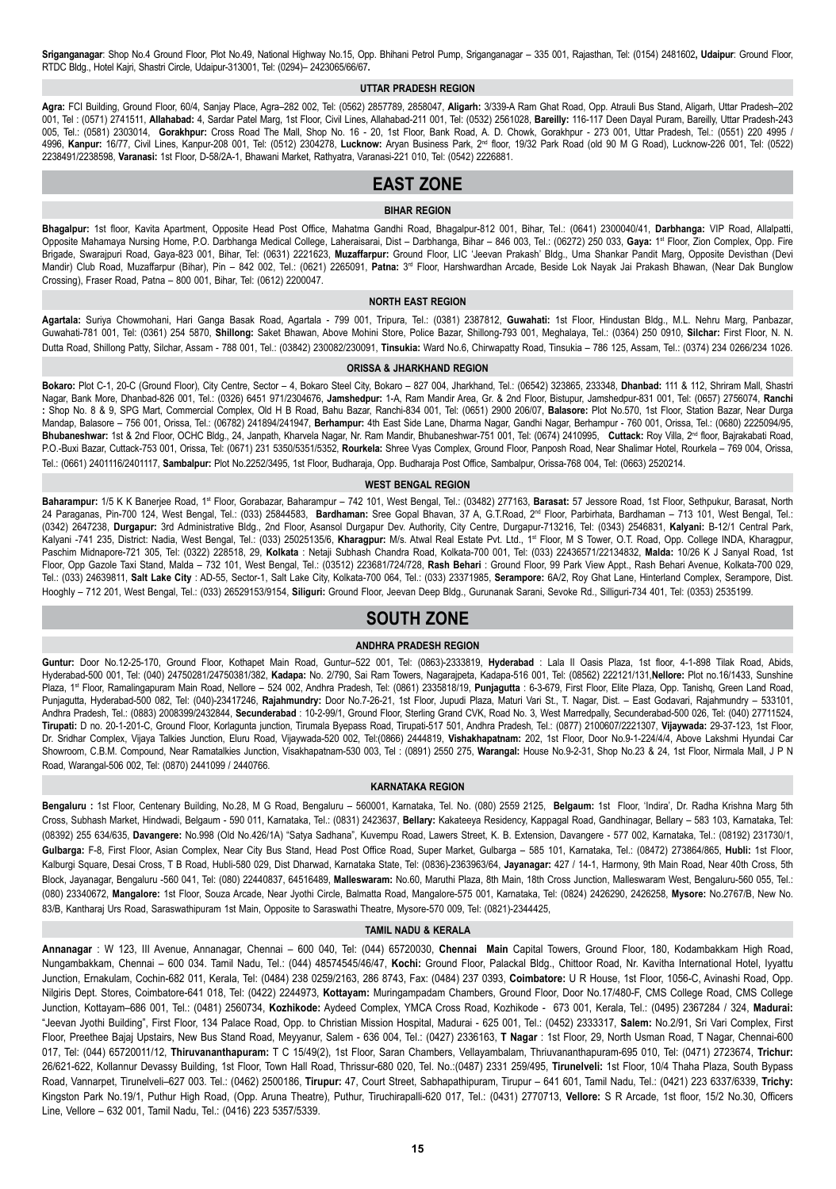**Sriganganagar**: Shop No.4 Ground Floor, Plot No.49, National Highway No.15, Opp. Bhihani Petrol Pump, Sriganganagar – 335 001, Rajasthan, Tel: (0154) 2481602, **Udaipur**: Ground Floor, RTDC Bldg., Hotel Kajri, Shastri Circle, Udaipur-313001, Tel: (0294)– 2423065/66/67.

### UTTAR PRADESH REGION

**Agra:** FCI Building, Ground Floor, 60/4, Sanjay Place, Agra–282 002, Tel: (0562) 2857789, 2858047, **Aligarh:** 3/339-A Ram Ghat Road, Opp. Atrauli Bus Stand, Aligarh, Uttar Pradesh–202 001, Tel : (0571) 2741511, **Allahabad:** 4, Sardar Patel Marg, 1st Floor, Civil Lines, Allahabad-211 001, Tel: (0532) 2561028, **Bareilly:** 116-117 Deen Dayal Puram, Bareilly, Uttar Pradesh-243 005, Tel.: (0581) 2303014, **Gorakhpur:** Cross Road The Mall, Shop No. 16 - 20, 1st Floor, Bank Road, A. D. Chowk, Gorakhpur - 273 001, Uttar Pradesh, Tel.: (0551) 220 4995 / 4996, **Kanpur:** 16/77, Civil Lines, Kanpur-208 001, Tel: (0512) 2304278, **Lucknow:** Aryan Business Park, 2nd floor, 19/32 Park Road (old 90 M G Road), Lucknow-226 001, Tel: (0522) 2238491/2238598, **Varanasi:** 1st Floor, D-58/2A-1, Bhawani Market, Rathyatra, Varanasi-221 010, Tel: (0542) 2226881.

## EAST ZONE

### BIHAR REGION

**Bhagalpur:** 1st floor, Kavita Apartment, Opposite Head Post Office, Mahatma Gandhi Road, Bhagalpur-812 001, Bihar, Tel.: (0641) 2300040/41, **Darbhanga:** VIP Road, Allalpatti, Opposite Mahamaya Nursing Home, P.O. Darbhanga Medical College, Laheraisarai, Dist – Darbhanga, Bihar – 846 003, Tel.: (06272) 250 033, **Gaya:** 1st Floor, Zion Complex, Opp. Fire Brigade, Swarajpuri Road, Gaya-823 001, Bihar, Tel: (0631) 2221623, **Muzaffarpur:** Ground Floor, LIC 'Jeevan Prakash' Bldg., Uma Shankar Pandit Marg, Opposite Devisthan (Devi Mandir) Club Road, Muzaffarpur (Bihar), Pin – 842 002, Tel.: (0621) 2265091, **Patna:** 3rd Floor, Harshwardhan Arcade, Beside Lok Nayak Jai Prakash Bhawan, (Near Dak Bunglow Crossing), Fraser Road, Patna – 800 001, Bihar, Tel: (0612) 2200047.

### NORTH EAST REGION

**Agartala:** Suriya Chowmohani, Hari Ganga Basak Road, Agartala - 799 001, Tripura, Tel.: (0381) 2387812, **Guwahati:** 1st Floor, Hindustan Bldg., M.L. Nehru Marg, Panbazar, Guwahati-781 001, Tel: (0361) 254 5870, **Shillong:** Saket Bhawan, Above Mohini Store, Police Bazar, Shillong-793 001, Meghalaya, Tel.: (0364) 250 0910, **Silchar:** First Floor, N. N. Dutta Road, Shillong Patty, Silchar, Assam - 788 001, Tel.: (03842) 230082/230091, **Tinsukia:** Ward No.6, Chirwapatty Road, Tinsukia – 786 125, Assam, Tel.: (0374) 234 0266/234 1026.

### ORISSA & JHARKHAND REGION

**Bokaro:** Plot C-1, 20-C (Ground Floor), City Centre, Sector – 4, Bokaro Steel City, Bokaro – 827 004, Jharkhand, Tel.: (06542) 323865, 233348, **Dhanbad:** 111 & 112, Shriram Mall, Shastri Nagar, Bank More, Dhanbad-826 001, Tel.: (0326) 6451 971/2304676, **Jamshedpur:** 1-A, Ram Mandir Area, Gr. & 2nd Floor, Bistupur, Jamshedpur-831 001, Tel: (0657) 2756074, **Ranchi :** Shop No. 8 & 9, SPG Mart, Commercial Complex, Old H B Road, Bahu Bazar, Ranchi-834 001, Tel: (0651) 2900 206/07, **Balasore:** Plot No.570, 1st Floor, Station Bazar, Near Durga Mandap, Balasore – 756 001, Orissa, Tel.: (06782) 241894/241947, **Berhampur:** 4th East Side Lane, Dharma Nagar, Gandhi Nagar, Berhampur - 760 001, Orissa, Tel.: (0680) 2225094/95, **Bhubaneshwar:** 1st & 2nd Floor, OCHC Bldg., 24, Janpath, Kharvela Nagar, Nr. Ram Mandir, Bhubaneshwar-751 001, Tel: (0674) 2410995, **Cuttack:** Roy Villa, 2nd floor, Bajrakabati Road, P.O.-Buxi Bazar, Cuttack-753 001, Orissa, Tel: (0671) 231 5350/5351/5352, **Rourkela:** Shree Vyas Complex, Ground Floor, Panposh Road, Near Shalimar Hotel, Rourkela – 769 004, Orissa, Tel.: (0661) 2401116/2401117, **Sambalpur:** Plot No.2252/3495, 1st Floor, Budharaja, Opp. Budharaja Post Office, Sambalpur, Orissa-768 004, Tel: (0663) 2520214.

### WEST BENGAL REGION

**Baharampur:** 1/5 K K Banerjee Road, 1st Floor, Gorabazar, Baharampur – 742 101, West Bengal, Tel.: (03482) 277163, **Barasat:** 57 Jessore Road, 1st Floor, Sethpukur, Barasat, North 24 Paraganas, Pin-700 124, West Bengal, Tel.: (033) 25844583, **Bardhaman:** Sree Gopal Bhavan, 37 A, G.T.Road, 2nd Floor, Parbirhata, Bardhaman – 713 101, West Bengal, Tel.: (0342) 2647238, **Durgapur:** 3rd Administrative Bldg., 2nd Floor, Asansol Durgapur Dev. Authority, City Centre, Durgapur-713216, Tel: (0343) 2546831, **Kalyani:** B-12/1 Central Park, Kalyani -741 235, District: Nadia, West Bengal, Tel.: (033) 25025135/6, **Kharagpur:** M/s. Atwal Real Estate Pvt. Ltd., 1st Floor, M S Tower, O.T. Road, Opp. College INDA, Kharagpur, Paschim Midnapore-721 305, Tel: (0322) 228518, 29, **Kolkata** : Netaji Subhash Chandra Road, Kolkata-700 001, Tel: (033) 22436571/22134832, **Malda:** 10/26 K J Sanyal Road, 1st Floor, Opp Gazole Taxi Stand, Malda – 732 101, West Bengal, Tel.: (03512) 223681/724/728, **Rash Behari** : Ground Floor, 99 Park View Appt., Rash Behari Avenue, Kolkata-700 029, Tel.: (033) 24639811, **Salt Lake City** : AD-55, Sector-1, Salt Lake City, Kolkata-700 064, Tel.: (033) 23371985, **Serampore:** 6A/2, Roy Ghat Lane, Hinterland Complex, Serampore, Dist. Hooghly – 712 201, West Bengal, Tel.: (033) 26529153/9154, **Siliguri:** Ground Floor, Jeevan Deep Bldg., Gurunanak Sarani, Sevoke Rd., Silliguri-734 401, Tel: (0353) 2535199.

## SOUTH ZONE

### ANDHRA PRADESH REGION

**Guntur:** Door No.12-25-170, Ground Floor, Kothapet Main Road, Guntur–522 001, Tel: (0863)-2333819, **Hyderabad** : Lala II Oasis Plaza, 1st floor, 4-1-898 Tilak Road, Abids, Hyderabad-500 001, Tel: (040) 24750281/24750381/382, **Kadapa:** No. 2/790, Sai Ram Towers, Nagarajpeta, Kadapa-516 001, Tel: (08562) 222121/131,**Nellore:** Plot no.16/1433, Sunshine Plaza, 1st Floor, Ramalingapuram Main Road, Nellore – 524 002, Andhra Pradesh, Tel: (0861) 2335818/19, **Punjagutta** : 6-3-679, First Floor, Elite Plaza, Opp. Tanishq, Green Land Road, Punjagutta, Hyderabad-500 082, Tel: (040)-23417246, **Rajahmundry:** Door No.7-26-21, 1st Floor, Jupudi Plaza, Maturi Vari St., T. Nagar, Dist. – East Godavari, Rajahmundry – 533101, Andhra Pradesh, Tel.: (0883) 2008399/2432844, **Secunderabad** : 10-2-99/1, Ground Floor, Sterling Grand CVK, Road No. 3, West Marredpally, Secunderabad-500 026, Tel: (040) 27711524, **Tirupati:** D no. 20-1-201-C, Ground Floor, Korlagunta junction, Tirumala Byepass Road, Tirupati-517 501, Andhra Pradesh, Tel.: (0877) 2100607/2221307, **Vijaywada:** 29-37-123, 1st Floor, Dr. Sridhar Complex, Vijaya Talkies Junction, Eluru Road, Vijaywada-520 002, Tel:(0866) 2444819, **Vishakhapatnam:** 202, 1st Floor, Door No.9-1-224/4/4, Above Lakshmi Hyundai Car Showroom, C.B.M. Compound, Near Ramatalkies Junction, Visakhapatnam-530 003, Tel : (0891) 2550 275, **Warangal:** House No.9-2-31, Shop No.23 & 24, 1st Floor, Nirmala Mall, J P N Road, Warangal-506 002, Tel: (0870) 2441099 / 2440766.

### KARNATAKA REGION

**Bengaluru :** 1st Floor, Centenary Building, No.28, M G Road, Bengaluru – 560001, Karnataka, Tel. No. (080) 2559 2125, **Belgaum:** 1st Floor, 'Indira', Dr. Radha Krishna Marg 5th Cross, Subhash Market, Hindwadi, Belgaum - 590 011, Karnataka, Tel.: (0831) 2423637, **Bellary:** Kakateeya Residency, Kappagal Road, Gandhinagar, Bellary – 583 103, Karnataka, Tel: (08392) 255 634/635, **Davangere:** No.998 (Old No.426/1A) "Satya Sadhana", Kuvempu Road, Lawers Street, K. B. Extension, Davangere - 577 002, Karnataka, Tel.: (08192) 231730/1, **Gulbarga:** F-8, First Floor, Asian Complex, Near City Bus Stand, Head Post Office Road, Super Market, Gulbarga – 585 101, Karnataka, Tel.: (08472) 273864/865, **Hubli:** 1st Floor, Kalburgi Square, Desai Cross, T B Road, Hubli-580 029, Dist Dharwad, Karnataka State, Tel: (0836)-2363963/64, **Jayanagar:** 427 / 14-1, Harmony, 9th Main Road, Near 40th Cross, 5th Block, Jayanagar, Bengaluru -560 041, Tel: (080) 22440837, 64516489, **Malleswaram:** No.60, Maruthi Plaza, 8th Main, 18th Cross Junction, Malleswaram West, Bengaluru-560 055, Tel.: (080) 23340672, **Mangalore:** 1st Floor, Souza Arcade, Near Jyothi Circle, Balmatta Road, Mangalore-575 001, Karnataka, Tel.: (0824) 2426290, 2426258, **Mysore:** No.2767/B, New No. 83/B, Kantharaj Urs Road, Saraswathipuram 1st Main, Opposite to Saraswathi Theatre, Mysore-570 009, Tel: (0821)-2344425,

### TAMIL NADU & KERALA

**Annanagar** : W 123, III Avenue, Annanagar, Chennai – 600 040, Tel: (044) 65720030, **Chennai Main** Capital Towers, Ground Floor, 180, Kodambakkam High Road, Nungambakkam, Chennai – 600 034. Tamil Nadu, Tel.: (044) 48574545/46/47, **Kochi:** Ground Floor, Palackal Bldg., Chittoor Road, Nr. Kavitha International Hotel, Iyyattu Junction, Ernakulam, Cochin-682 011, Kerala, Tel: (0484) 238 0259/2163, 286 8743, Fax: (0484) 237 0393, **Coimbatore:** U R House, 1st Floor, 1056-C, Avinashi Road, Opp. Nilgiris Dept. Stores, Coimbatore-641 018, Tel: (0422) 2244973, **Kottayam:** Muringampadam Chambers, Ground Floor, Door No.17/480-F, CMS College Road, CMS College Junction, Kottayam–686 001, Tel.: (0481) 2560734, **Kozhikode:** Aydeed Complex, YMCA Cross Road, Kozhikode - 673 001, Kerala, Tel.: (0495) 2367284 / 324, **Madurai:** "Jeevan Jyothi Building", First Floor, 134 Palace Road, Opp. to Christian Mission Hospital, Madurai - 625 001, Tel.: (0452) 2333317, **Salem:** No.2/91, Sri Vari Complex, First Floor, Preethee Bajaj Upstairs, New Bus Stand Road, Meyyanur, Salem - 636 004, Tel.: (0427) 2336163, **T Nagar** : 1st Floor, 29, North Usman Road, T Nagar, Chennai-600 017, Tel: (044) 65720011/12, **Thiruvananthapuram:** T C 15/49(2), 1st Floor, Saran Chambers, Vellayambalam, Thriuvananthapuram-695 010, Tel: (0471) 2723674, **Trichur:** 26/621-622, Kollannur Devassy Building, 1st Floor, Town Hall Road, Thrissur-680 020, Tel. No.:(0487) 2331 259/495, **Tirunelveli:** 1st Floor, 10/4 Thaha Plaza, South Bypass Road, Vannarpet, Tirunelveli–627 003. Tel.: (0462) 2500186, **Tirupur:** 47, Court Street, Sabhapathipuram, Tirupur – 641 601, Tamil Nadu, Tel.: (0421) 223 6337/6339, **Trichy:** Kingston Park No.19/1, Puthur High Road, (Opp. Aruna Theatre), Puthur, Tiruchirapalli-620 017, Tel.: (0431) 2770713, **Vellore:** S R Arcade, 1st floor, 15/2 No.30, Officers Line, Vellore – 632 001, Tamil Nadu, Tel.: (0416) 223 5357/5339.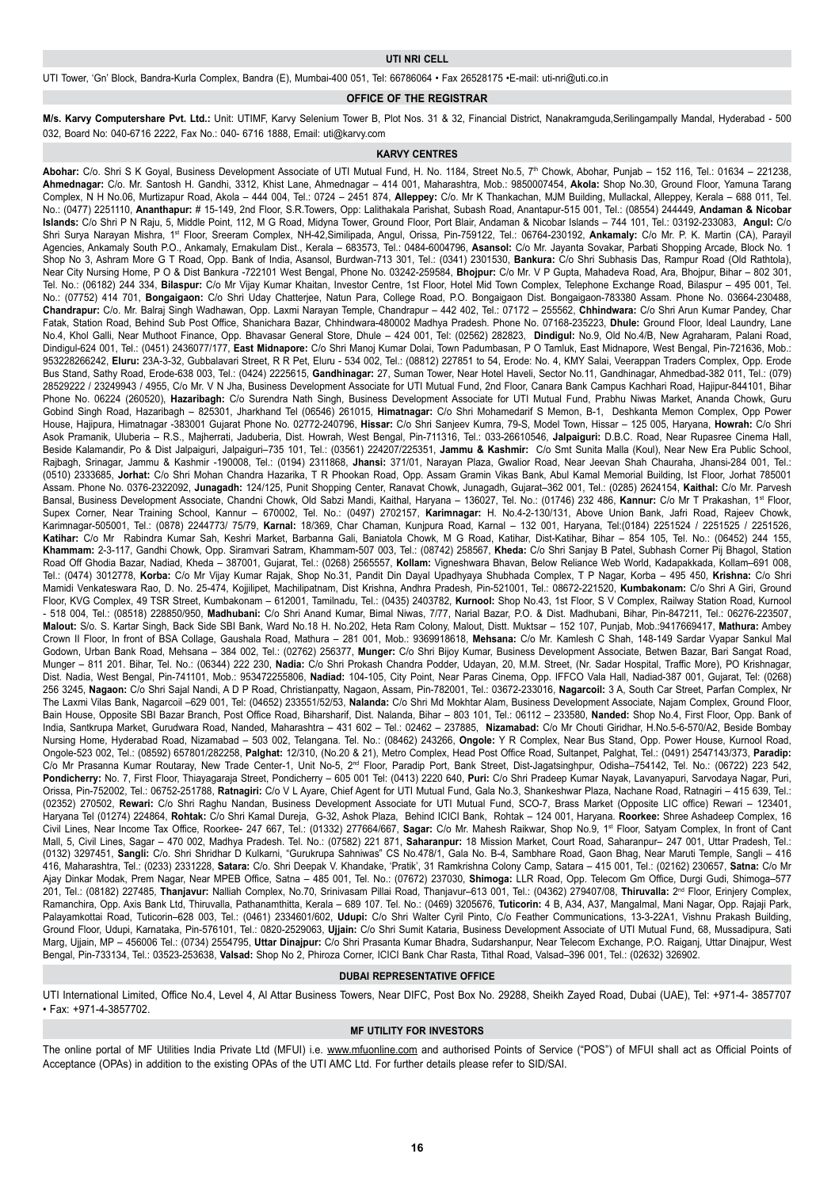## UTI NRI CELL

UTI Tower, 'Gn' Block, Bandra-Kurla Complex, Bandra (E), Mumbai-400 051, Tel: 66786064 • Fax 26528175 •E-mail: uti-nri@uti.co.in

## OFFICE OF THE REGISTRAR

**M/s. Karvy Computershare Pvt. Ltd.:** Unit: UTIMF, Karvy Selenium Tower B, Plot Nos. 31 & 32, Financial District, Nanakramguda,Serilingampally Mandal, Hyderabad - 500 032, Board No: 040-6716 2222, Fax No.: 040- 6716 1888, Email: uti@karvy.com

## KARVY CENTRES

**Abohar:** C/o. Shri S K Goyal, Business Development Associate of UTI Mutual Fund, H. No. 1184, Street No.5, 7th Chowk, Abohar, Punjab – 152 116, Tel.: 01634 – 221238, **Ahmednagar:** C/o. Mr. Santosh H. Gandhi, 3312, Khist Lane, Ahmednagar – 414 001, Maharashtra, Mob.: 9850007454, **Akola:** Shop No.30, Ground Floor, Yamuna Tarang Complex, N H No.06, Murtizapur Road, Akola – 444 004, Tel.: 0724 – 2451 874, **Alleppey:** C/o. Mr K Thankachan, MJM Building, Mullackal, Alleppey, Kerala – 688 011, Tel. No.: (0477) 2251110, **Ananthapur:** # 15-149, 2nd Floor, S.R.Towers, Opp: Lalithakala Parishat, Subash Road, Anantapur-515 001, Tel.: (08554) 244449, **Andaman & Nicobar Islands:** C/o Shri P N Raju, 5, Middle Point, 112, M G Road, Midyna Tower, Ground Floor, Port Blair, Andaman & Nicobar Islands – 744 101, Tel.: 03192-233083, **Angul:** C/o Shri Surya Narayan Mishra, 1st Floor, Sreeram Complex, NH-42,Similipada, Angul, Orissa, Pin-759122, Tel.: 06764-230192, **Ankamaly:** C/o Mr. P. K. Martin (CA), Parayil Agencies, Ankamaly South P.O., Ankamaly, Ernakulam Dist., Kerala – 683573, Tel.: 0484-6004796, **Asansol:** C/o Mr. Jayanta Sovakar, Parbati Shopping Arcade, Block No. 1 Shop No 3, Ashram More G T Road, Opp. Bank of India, Asansol, Burdwan-713 301, Tel.: (0341) 2301530, **Bankura:** C/o Shri Subhasis Das, Rampur Road (Old Rathtola), Near City Nursing Home, P O & Dist Bankura -722101 West Bengal, Phone No. 03242-259584, **Bhojpur:** C/o Mr. V P Gupta, Mahadeva Road, Ara, Bhojpur, Bihar – 802 301, Tel. No.: (06182) 244 334, **Bilaspur:** C/o Mr Vijay Kumar Khaitan, Investor Centre, 1st Floor, Hotel Mid Town Complex, Telephone Exchange Road, Bilaspur – 495 001, Tel. No.: (07752) 414 701, **Bongaigaon:** C/o Shri Uday Chatterjee, Natun Para, College Road, P.O. Bongaigaon Dist. Bongaigaon-783380 Assam. Phone No. 03664-230488, **Chandrapur:** C/o. Mr. Balraj Singh Wadhawan, Opp. Laxmi Narayan Temple, Chandrapur – 442 402, Tel.: 07172 – 255562, **Chhindwara:** C/o Shri Arun Kumar Pandey, Char Fatak, Station Road, Behind Sub Post Office, Shanichara Bazar, Chhindwara-480002 Madhya Pradesh. Phone No. 07168-235223, **Dhule:** Ground Floor, Ideal Laundry, Lane No.4, Khol Galli, Near Muthoot Finance, Opp. Bhavasar General Store, Dhule – 424 001, Tel: (02562) 282823, **Dindigul:** No.9, Old No.4/B, New Agraharam, Palani Road, Dindigul-624 001, Tel.: (0451) 2436077/177, **East Midnapore:** C/o Shri Manoj Kumar Dolai, Town Padumbasan, P O Tamluk, East Midnapore, West Bengal, Pin-721636, Mob.: 953228266242, **Eluru:** 23A-3-32, Gubbalavari Street, R R Pet, Eluru - 534 002, Tel.: (08812) 227851 to 54, Erode: No. 4, KMY Salai, Veerappan Traders Complex, Opp. Erode Bus Stand, Sathy Road, Erode-638 003, Tel.: (0424) 2225615, **Gandhinagar:** 27, Suman Tower, Near Hotel Haveli, Sector No.11, Gandhinagar, Ahmedabad-382 011, Tel.: (079) 28529222 / 23249943 / 4955, C/o Mr. V N Jha, Business Development Associate for UTI Mutual Fund, 2nd Floor, Canara Bank Campus Kachhari Road, Hajipur-844101, Bihar Phone No. 06224 (260520), **Hazaribagh:** C/o Surendra Nath Singh, Business Development Associate for UTI Mutual Fund, Prabhu Niwas Market, Ananda Chowk, Guru Gobind Singh Road, Hazaribagh – 825301, Jharkhand Tel (06546) 261015, **Himatnagar:** C/o Shri Mohamedarif S Memon, B-1, Deshkanta Memon Complex, Opp Power House, Hajipura, Himatnagar -383001 Gujarat Phone No. 02772-240796, **Hissar:** C/o Shri Sanjeev Kumra, 79-S, Model Town, Hissar – 125 005, Haryana, **Howrah:** C/o Shri Asok Pramanik, Uluberia – R.S., Majherrati, Jaduberia, Dist. Howrah, West Bengal, Pin-711316, Tel.: 033-26610546, **Jalpaiguri:** D.B.C. Road, Near Rupasree Cinema Hall, Beside Kalamandir, Po & Dist Jalpaiguri, Jalpaiguri–735 101, Tel.: (03561) 224207/225351, **Jammu & Kashmir:** C/o Smt Sunita Malla (Koul), Near New Era Public School, Rajbagh, Srinagar, Jammu & Kashmir -190008, Tel.: (0194) 2311868, **Jhansi:** 371/01, Narayan Plaza, Gwalior Road, Near Jeevan Shah Chauraha, Jhansi-284 001, Tel.: (0510) 2333685, **Jorhat:** C/o Shri Mohan Chandra Hazarika, T R Phookan Road, Opp. Assam Gramin Vikas Bank, Abul Kamal Memorial Building, Ist Floor, Jorhat 785001 Assam. Phone No. 0376-2322092, **Junagadh:** 124/125, Punit Shopping Center, Ranavat Chowk, Junagadh, Gujarat–362 001, Tel.: (0285) 2624154, **Kaithal:** C/o Mr. Parvesh Bansal, Business Development Associate, Chandni Chowk, Old Sabzi Mandi, Kaithal, Haryana – 136027, Tel. No.: (01746) 232 486, **Kannur:** C/o Mr T Prakashan, 1st Floor, Supex Corner, Near Training School, Kannur – 670002, Tel. No.: (0497) 2702157, **Karimnagar:** H. No.4-2-130/131, Above Union Bank, Jafri Road, Rajeev Chowk, Karimnagar-505001, Tel.: (0878) 2244773/ 75/79, **Karnal:** 18/369, Char Chaman, Kunjpura Road, Karnal – 132 001, Haryana, Tel:(0184) 2251524 / 2251525 / 2251526, **Katihar:** C/o Mr Rabindra Kumar Sah, Keshri Market, Barbanna Gali, Baniatola Chowk, M G Road, Katihar, Dist-Katihar, Bihar – 854 105, Tel. No.: (06452) 244 155, **Khammam:** 2-3-117, Gandhi Chowk, Opp. Siramvari Satram, Khammam-507 003, Tel.: (08742) 258567, **Kheda:** C/o Shri Sanjay B Patel, Subhash Corner Pij Bhagol, Station Road Off Ghodia Bazar, Nadiad, Kheda – 387001, Gujarat, Tel.: (0268) 2565557, **Kollam:** Vigneshwara Bhavan, Below Reliance Web World, Kadapakkada, Kollam–691 008, Tel.: (0474) 3012778, **Korba:** C/o Mr Vijay Kumar Rajak, Shop No.31, Pandit Din Dayal Upadhyaya Shubhada Complex, T P Nagar, Korba – 495 450, **Krishna:** C/o Shri Mamidi Venkateswara Rao, D. No. 25-474, Kojjilipet, Machilipatnam, Dist Krishna, Andhra Pradesh, Pin-521001, Tel.: 08672-221520, **Kumbakonam:** C/o Shri A Giri, Ground Floor, KVG Complex, 49 TSR Street, Kumbakonam – 612001, Tamilnadu, Tel.: (0435) 2403782, **Kurnool:** Shop No.43, 1st Floor, S V Complex, Railway Station Road, Kurnool - 518 004, Tel.: (08518) 228850/950, **Madhubani:** C/o Shri Anand Kumar, Bimal Niwas, 7/77, Narial Bazar, P.O. & Dist. Madhubani, Bihar, Pin-847211, Tel.: 06276-223507, **Malout:** S/o. S. Kartar Singh, Back Side SBI Bank, Ward No.18 H. No.202, Heta Ram Colony, Malout, Distt. Muktsar – 152 107, Punjab, Mob.:9417669417, **Mathura:** Ambey Crown II Floor, In front of BSA Collage, Gaushala Road, Mathura – 281 001, Mob.: 9369918618, **Mehsana:** C/o Mr. Kamlesh C Shah, 148-149 Sardar Vyapar Sankul Mal Godown, Urban Bank Road, Mehsana – 384 002, Tel.: (02762) 256377, **Munger:** C/o Shri Bijoy Kumar, Business Development Associate, Betwen Bazar, Bari Sangat Road, Munger – 811 201. Bihar, Tel. No.: (06344) 222 230, **Nadia:** C/o Shri Prokash Chandra Podder, Udayan, 20, M.M. Street, (Nr. Sadar Hospital, Traffic More), PO Krishnagar, Dist. Nadia, West Bengal, Pin-741101, Mob.: 953472255806, **Nadiad:** 104-105, City Point, Near Paras Cinema, Opp. IFFCO Vala Hall, Nadiad-387 001, Gujarat, Tel: (0268) 256 3245, **Nagaon:** C/o Shri Sajal Nandi, A D P Road, Christianpatty, Nagaon, Assam, Pin-782001, Tel.: 03672-233016, **Nagarcoil:** 3 A, South Car Street, Parfan Complex, Nr The Laxmi Vilas Bank, Nagarcoil –629 001, Tel: (04652) 233551/52/53, **Nalanda:** C/o Shri Md Mokhtar Alam, Business Development Associate, Najam Complex, Ground Floor, Bain House, Opposite SBI Bazar Branch, Post Office Road, Biharsharif, Dist. Nalanda, Bihar – 803 101, Tel.: 06112 – 233580, **Nanded:** Shop No.4, First Floor, Opp. Bank of India, Santkrupa Market, Gurudwara Road, Nanded, Maharashtra – 431 602 – Tel.: 02462 – 237885, **Nizamabad:** C/o Mr Chouti Giridhar, H.No.5-6-570/A2, Beside Bombay Nursing Home, Hyderabad Road, Nizamabad – 503 002, Telangana. Tel. No.: (08462) 243266, **Ongole:** Y R Complex, Near Bus Stand, Opp. Power House, Kurnool Road, Ongole-523 002, Tel.: (08592) 657801/282258, **Palghat:** 12/310, (No.20 & 21), Metro Complex, Head Post Office Road, Sultanpet, Palghat, Tel.: (0491) 2547143/373, **Paradip:** C/o Mr Prasanna Kumar Routaray, New Trade Center-1, Unit No-5, 2nd Floor, Paradip Port, Bank Street, Dist-Jagatsinghpur, Odisha–754142, Tel. No.: (06722) 223 542, **Pondicherry:** No. 7, First Floor, Thiayagaraja Street, Pondicherry – 605 001 Tel: (0413) 2220 640, **Puri:** C/o Shri Pradeep Kumar Nayak, Lavanyapuri, Sarvodaya Nagar, Puri, Orissa, Pin-752002, Tel.: 06752-251788, **Ratnagiri:** C/o V L Ayare, Chief Agent for UTI Mutual Fund, Gala No.3, Shankeshwar Plaza, Nachane Road, Ratnagiri – 415 639, Tel.: (02352) 270502, **Rewari:** C/o Shri Raghu Nandan, Business Development Associate for UTI Mutual Fund, SCO-7, Brass Market (Opposite LIC office) Rewari – 123401, Haryana Tel (01274) 224864, **Rohtak:** C/o Shri Kamal Dureja, G-32, Ashok Plaza, Behind ICICI Bank, Rohtak – 124 001, Haryana. **Roorkee:** Shree Ashadeep Complex, 16 Civil Lines, Near Income Tax Office, Roorkee- 247 667, Tel.: (01332) 277664/667, **Sagar:** C/o Mr. Mahesh Raikwar, Shop No.9, 1st Floor, Satyam Complex, In front of Cant Mall, 5, Civil Lines, Sagar – 470 002, Madhya Pradesh. Tel. No.: (07582) 221 871, **Saharanpur:** 18 Mission Market, Court Road, Saharanpur– 247 001, Uttar Pradesh, Tel.: (0132) 3297451, **Sangli:** C/o. Shri Shridhar D Kulkarni, "Gurukrupa Sahniwas" CS No.478/1, Gala No. B-4, Sambhare Road, Gaon Bhag, Near Maruti Temple, Sangli – 416 416, Maharashtra, Tel.: (0233) 2331228, **Satara:** C/o. Shri Deepak V. Khandake, 'Pratik', 31 Ramkrishna Colony Camp, Satara – 415 001, Tel.: (02162) 230657, **Satna:** C/o Mr Ajay Dinkar Modak, Prem Nagar, Near MPEB Office, Satna – 485 001, Tel. No.: (07672) 237030, **Shimoga:** LLR Road, Opp. Telecom Gm Office, Durgi Gudi, Shimoga–577 201, Tel.: (08182) 227485, **Thanjavur:** Nalliah Complex, No.70, Srinivasam Pillai Road, Thanjavur–613 001, Tel.: (04362) 279407/08, **Thiruvalla:** 2nd Floor, Erinjery Complex, Ramanchira, Opp. Axis Bank Ltd, Thiruvalla, Pathanamthitta, Kerala – 689 107. Tel. No.: (0469) 3205676, **Tuticorin:** 4 B, A34, A37, Mangalmal, Mani Nagar, Opp. Rajaji Park, Palayamkottai Road, Tuticorin–628 003, Tel.: (0461) 2334601/602, **Udupi:** C/o Shri Walter Cyril Pinto, C/o Feather Communications, 13-3-22A1, Vishnu Prakash Building, Ground Floor, Udupi, Karnataka, Pin-576101, Tel.: 0820-2529063, **Ujjain:** C/o Shri Sumit Kataria, Business Development Associate of UTI Mutual Fund, 68, Mussadipura, Sati Marg, Ujjain, MP – 456006 Tel.: (0734) 2554795, **Uttar Dinajpur:** C/o Shri Prasanta Kumar Bhadra, Sudarshanpur, Near Telecom Exchange, P.O. Raiganj, Uttar Dinajpur, West Bengal, Pin-733134, Tel.: 03523-253638, **Valsad:** Shop No 2, Phiroza Corner, ICICI Bank Char Rasta, Tithal Road, Valsad–396 001, Tel.: (02632) 326902.

## DUBAI REPRESENTATIVE OFFICE

UTI International Limited, Office No.4, Level 4, Al Attar Business Towers, Near DIFC, Post Box No. 29288, Sheikh Zayed Road, Dubai (UAE), Tel: +971-4- 3857707 • Fax: +971-4-3857702.

## MF UTILITY FOR INVESTORS

The online portal of MF Utilities India Private Ltd (MFUI) i.e. www.mfuonline.com and authorised Points of Service ("POS") of MFUI shall act as Official Points of Acceptance (OPAs) in addition to the existing OPAs of the UTI AMC Ltd. For further details please refer to SID/SAI.